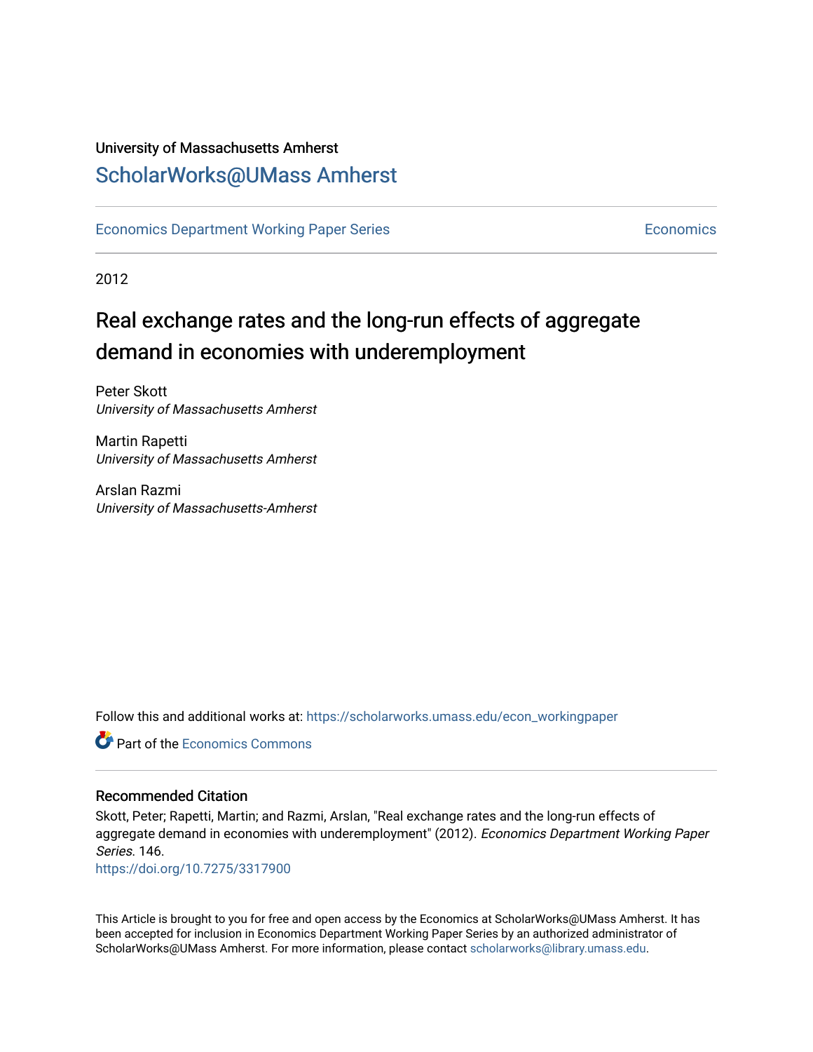University of Massachusetts Amherst

ScholarWorks@UMass Amherst

Economics Department Working Paper Series | Economics

2012

# Real exchange rates and the long-run effects of aggregate demand in economies with underemployment

Peter Skott
*University of Massachusetts Amherst*

Martin Rapetti
*University of Massachusetts Amherst*

Arslan Razmi
*University of Massachusetts-Amherst*

Follow this and additional works at: https://scholarworks.umass.edu/econ_workingpaper

Part of the Economics Commons

## Recommended Citation

Skott, Peter; Rapetti, Martin; and Razmi, Arslan, "Real exchange rates and the long-run effects of aggregate demand in economies with underemployment" (2012). *Economics Department Working Paper Series*. 146.
https://doi.org/10.7275/3317900

This Article is brought to you for free and open access by the Economics at ScholarWorks@UMass Amherst. It has been accepted for inclusion in Economics Department Working Paper Series by an authorized administrator of ScholarWorks@UMass Amherst. For more information, please contact scholarworks@library.umass.edu.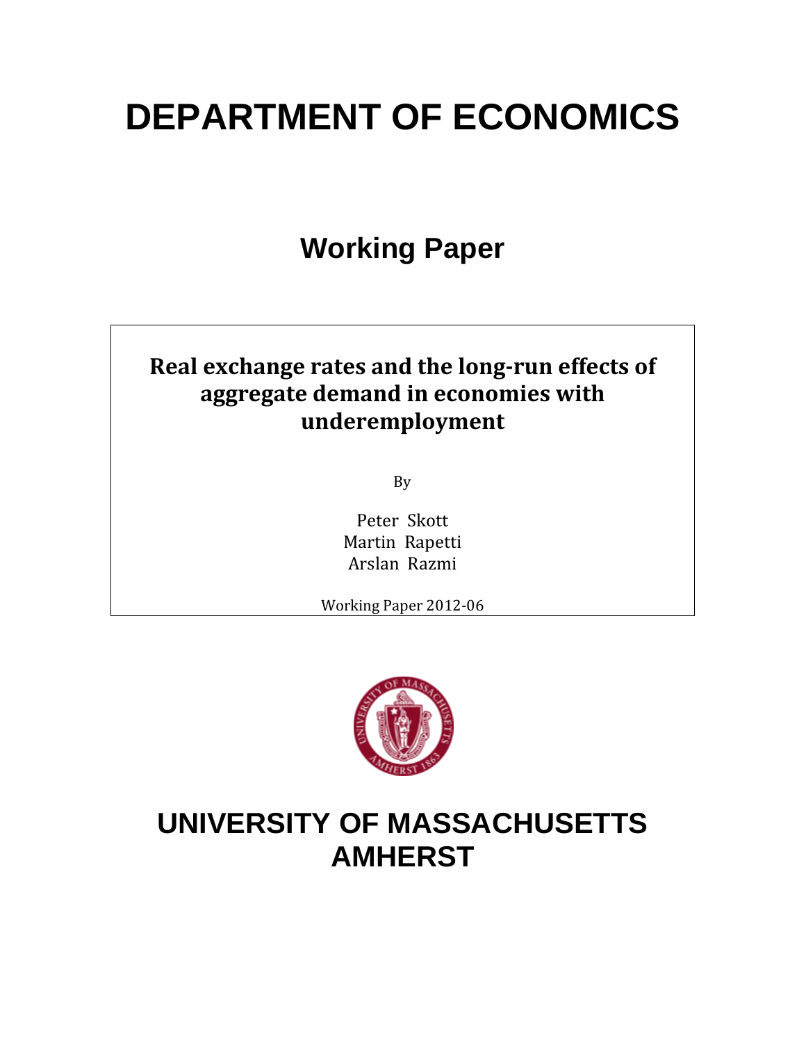# DEPARTMENT OF ECONOMICS

## Working Paper

**Real exchange rates and the long-run effects of aggregate demand in economies with underemployment**

By

Peter Skott
Martin Rapetti
Arslan Razmi

Working Paper 2012-06

# UNIVERSITY OF MASSACHUSETTS AMHERST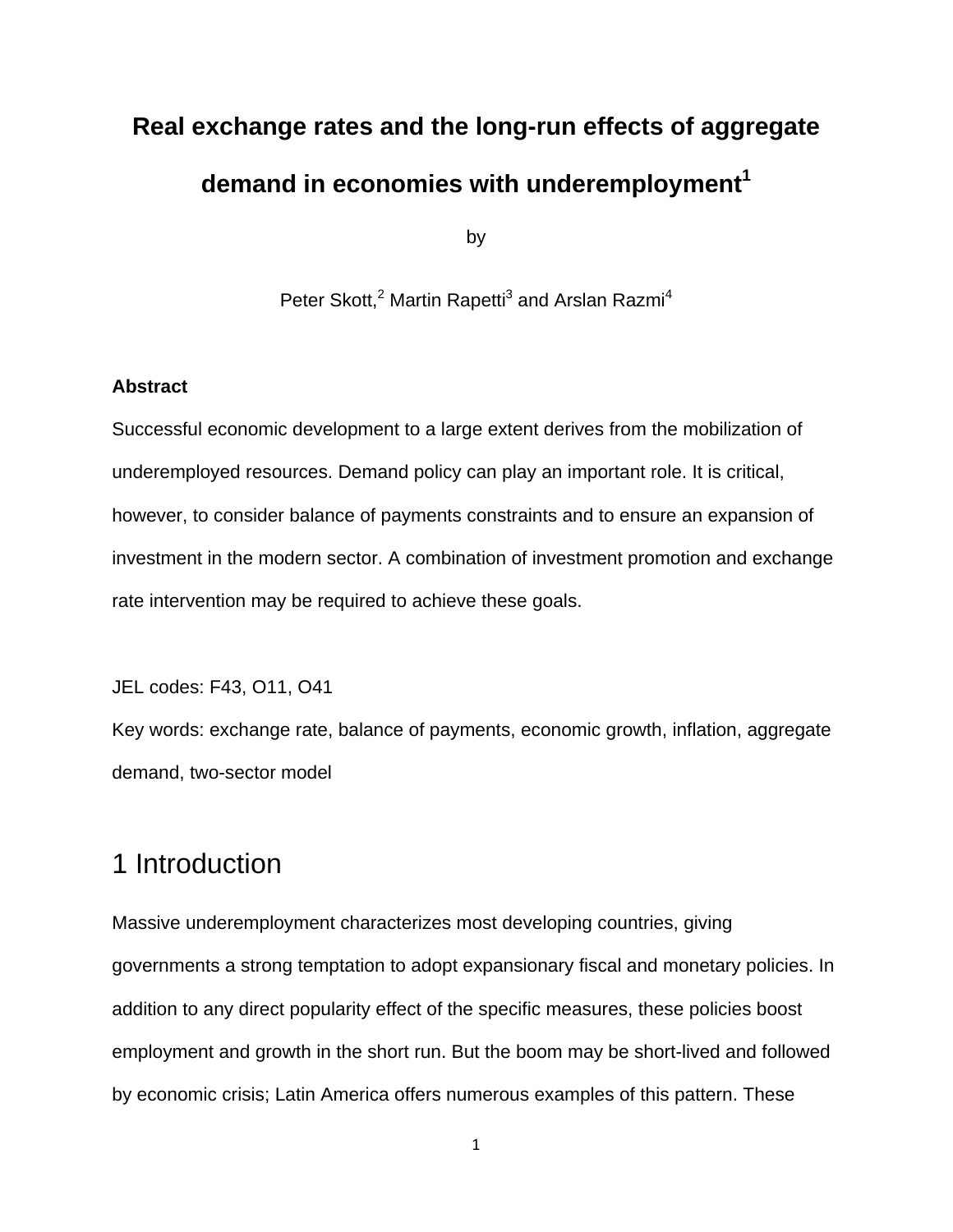# Real exchange rates and the long-run effects of aggregate demand in economies with underemployment[1]

by

Peter Skott,[2] Martin Rapetti[3] and Arslan Razmi[4]

**Abstract**

Successful economic development to a large extent derives from the mobilization of underemployed resources. Demand policy can play an important role. It is critical, however, to consider balance of payments constraints and to ensure an expansion of investment in the modern sector. A combination of investment promotion and exchange rate intervention may be required to achieve these goals.

JEL codes: F43, O11, O41

Key words: exchange rate, balance of payments, economic growth, inflation, aggregate demand, two-sector model

## 1 Introduction

Massive underemployment characterizes most developing countries, giving governments a strong temptation to adopt expansionary fiscal and monetary policies. In addition to any direct popularity effect of the specific measures, these policies boost employment and growth in the short run. But the boom may be short-lived and followed by economic crisis; Latin America offers numerous examples of this pattern. These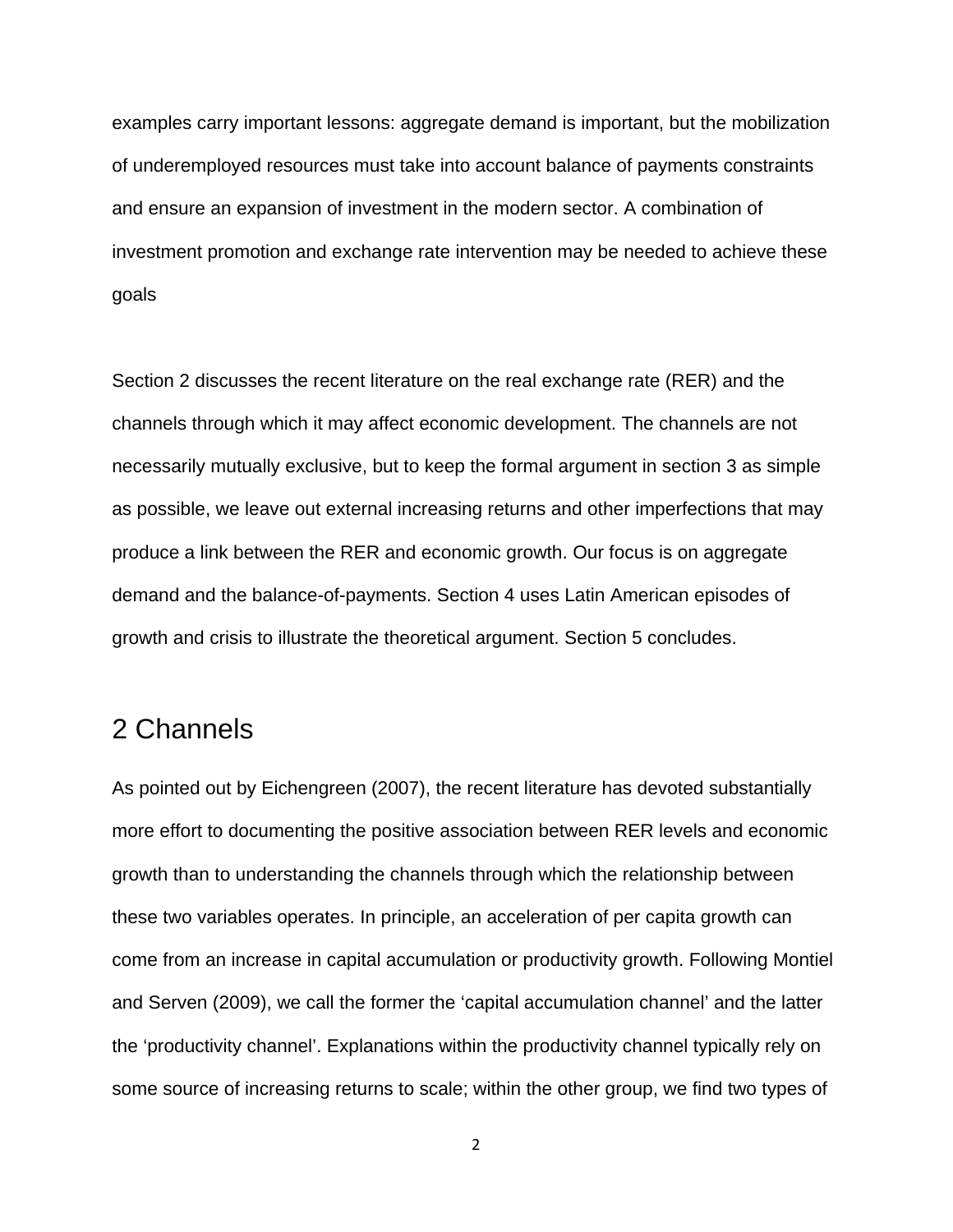examples carry important lessons: aggregate demand is important, but the mobilization of underemployed resources must take into account balance of payments constraints and ensure an expansion of investment in the modern sector. A combination of investment promotion and exchange rate intervention may be needed to achieve these goals

Section 2 discusses the recent literature on the real exchange rate (RER) and the channels through which it may affect economic development. The channels are not necessarily mutually exclusive, but to keep the formal argument in section 3 as simple as possible, we leave out external increasing returns and other imperfections that may produce a link between the RER and economic growth. Our focus is on aggregate demand and the balance-of-payments. Section 4 uses Latin American episodes of growth and crisis to illustrate the theoretical argument. Section 5 concludes.

## 2 Channels

As pointed out by Eichengreen (2007), the recent literature has devoted substantially more effort to documenting the positive association between RER levels and economic growth than to understanding the channels through which the relationship between these two variables operates. In principle, an acceleration of per capita growth can come from an increase in capital accumulation or productivity growth. Following Montiel and Serven (2009), we call the former the 'capital accumulation channel' and the latter the 'productivity channel'. Explanations within the productivity channel typically rely on some source of increasing returns to scale; within the other group, we find two types of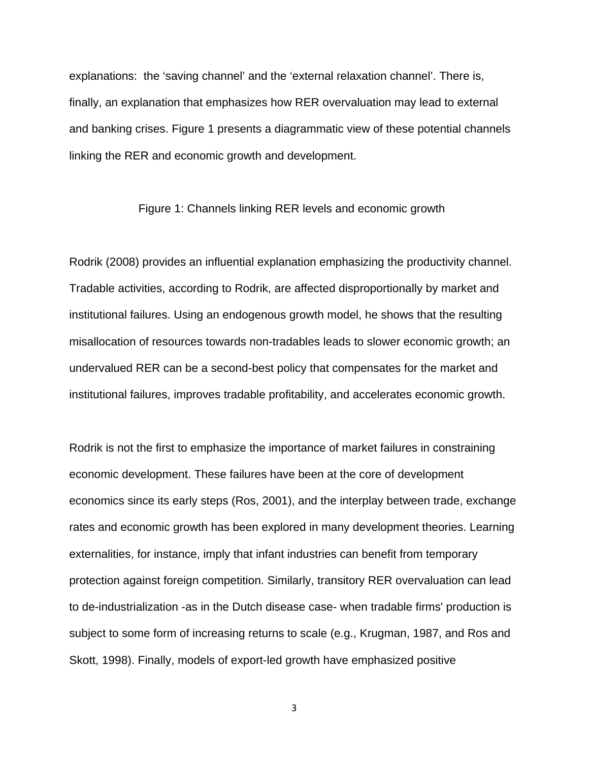explanations: the ‘saving channel’ and the ‘external relaxation channel’. There is, finally, an explanation that emphasizes how RER overvaluation may lead to external and banking crises. Figure 1 presents a diagrammatic view of these potential channels linking the RER and economic growth and development.

Figure 1: Channels linking RER levels and economic growth

Rodrik (2008) provides an influential explanation emphasizing the productivity channel. Tradable activities, according to Rodrik, are affected disproportionally by market and institutional failures. Using an endogenous growth model, he shows that the resulting misallocation of resources towards non-tradables leads to slower economic growth; an undervalued RER can be a second-best policy that compensates for the market and institutional failures, improves tradable profitability, and accelerates economic growth.

Rodrik is not the first to emphasize the importance of market failures in constraining economic development. These failures have been at the core of development economics since its early steps (Ros, 2001), and the interplay between trade, exchange rates and economic growth has been explored in many development theories. Learning externalities, for instance, imply that infant industries can benefit from temporary protection against foreign competition. Similarly, transitory RER overvaluation can lead to de-industrialization -as in the Dutch disease case- when tradable firms' production is subject to some form of increasing returns to scale (e.g., Krugman, 1987, and Ros and Skott, 1998). Finally, models of export-led growth have emphasized positive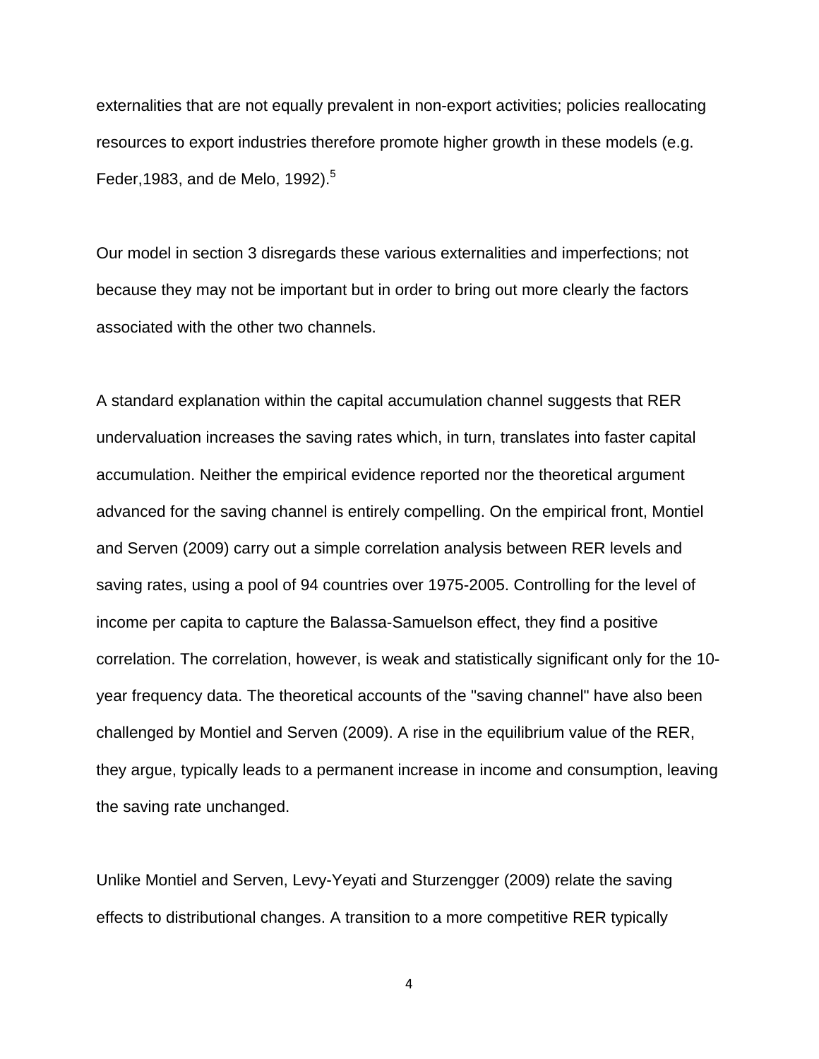externalities that are not equally prevalent in non-export activities; policies reallocating resources to export industries therefore promote higher growth in these models (e.g. Feder,1983, and de Melo, 1992).[5]

Our model in section 3 disregards these various externalities and imperfections; not because they may not be important but in order to bring out more clearly the factors associated with the other two channels.

A standard explanation within the capital accumulation channel suggests that RER undervaluation increases the saving rates which, in turn, translates into faster capital accumulation. Neither the empirical evidence reported nor the theoretical argument advanced for the saving channel is entirely compelling. On the empirical front, Montiel and Serven (2009) carry out a simple correlation analysis between RER levels and saving rates, using a pool of 94 countries over 1975-2005. Controlling for the level of income per capita to capture the Balassa-Samuelson effect, they find a positive correlation. The correlation, however, is weak and statistically significant only for the 10-year frequency data. The theoretical accounts of the "saving channel" have also been challenged by Montiel and Serven (2009). A rise in the equilibrium value of the RER, they argue, typically leads to a permanent increase in income and consumption, leaving the saving rate unchanged.

Unlike Montiel and Serven, Levy-Yeyati and Sturzengger (2009) relate the saving effects to distributional changes. A transition to a more competitive RER typically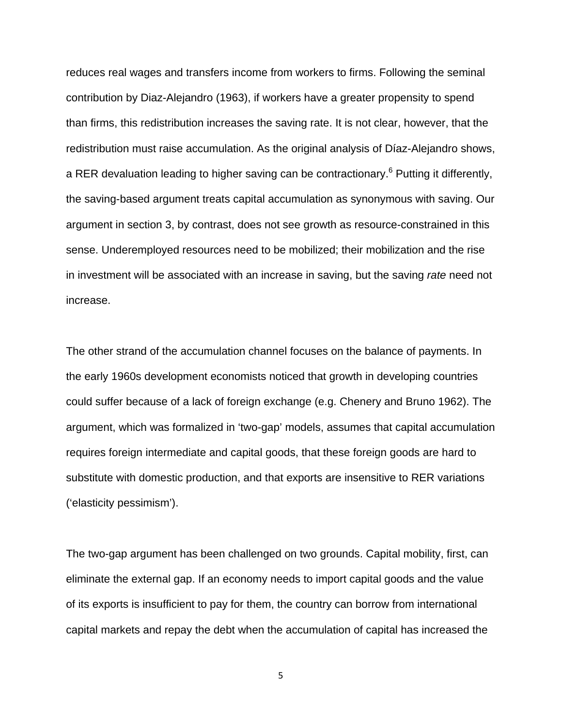reduces real wages and transfers income from workers to firms. Following the seminal contribution by Diaz-Alejandro (1963), if workers have a greater propensity to spend than firms, this redistribution increases the saving rate. It is not clear, however, that the redistribution must raise accumulation. As the original analysis of Díaz-Alejandro shows, a RER devaluation leading to higher saving can be contractionary.[6] Putting it differently, the saving-based argument treats capital accumulation as synonymous with saving. Our argument in section 3, by contrast, does not see growth as resource-constrained in this sense. Underemployed resources need to be mobilized; their mobilization and the rise in investment will be associated with an increase in saving, but the saving *rate* need not increase.

The other strand of the accumulation channel focuses on the balance of payments. In the early 1960s development economists noticed that growth in developing countries could suffer because of a lack of foreign exchange (e.g. Chenery and Bruno 1962). The argument, which was formalized in 'two-gap' models, assumes that capital accumulation requires foreign intermediate and capital goods, that these foreign goods are hard to substitute with domestic production, and that exports are insensitive to RER variations ('elasticity pessimism').

The two-gap argument has been challenged on two grounds. Capital mobility, first, can eliminate the external gap. If an economy needs to import capital goods and the value of its exports is insufficient to pay for them, the country can borrow from international capital markets and repay the debt when the accumulation of capital has increased the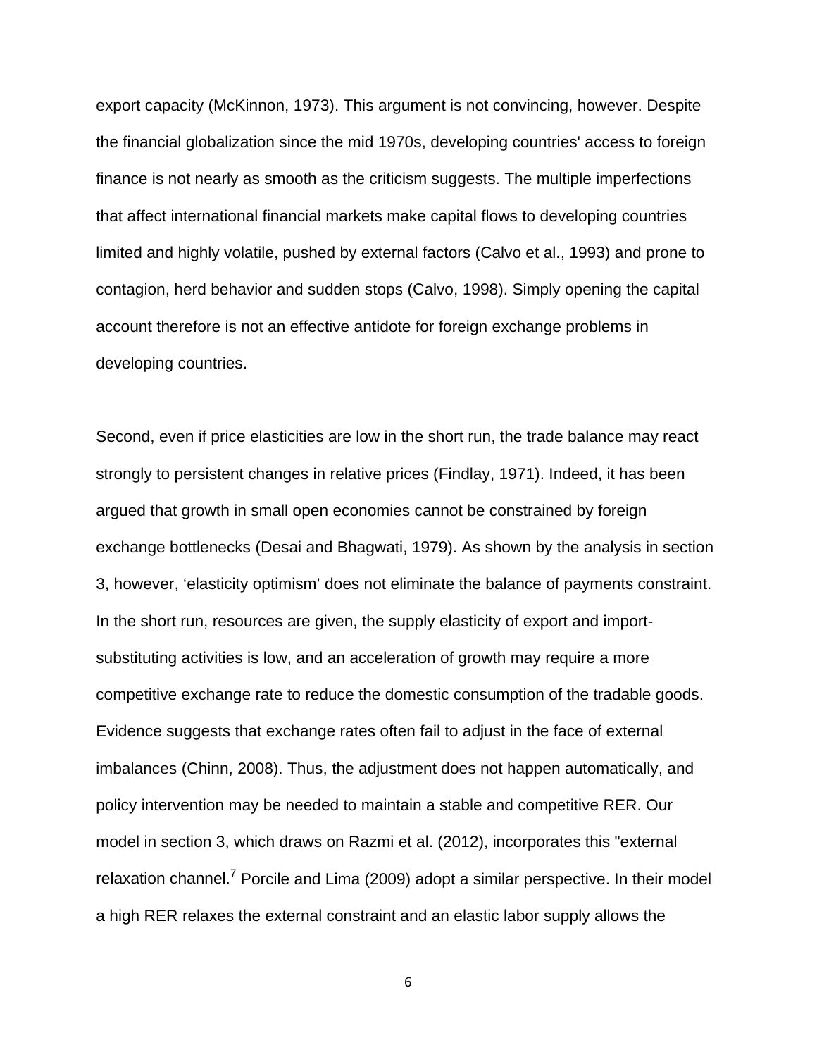export capacity (McKinnon, 1973). This argument is not convincing, however. Despite the financial globalization since the mid 1970s, developing countries' access to foreign finance is not nearly as smooth as the criticism suggests. The multiple imperfections that affect international financial markets make capital flows to developing countries limited and highly volatile, pushed by external factors (Calvo et al., 1993) and prone to contagion, herd behavior and sudden stops (Calvo, 1998). Simply opening the capital account therefore is not an effective antidote for foreign exchange problems in developing countries.

Second, even if price elasticities are low in the short run, the trade balance may react strongly to persistent changes in relative prices (Findlay, 1971). Indeed, it has been argued that growth in small open economies cannot be constrained by foreign exchange bottlenecks (Desai and Bhagwati, 1979). As shown by the analysis in section 3, however, 'elasticity optimism' does not eliminate the balance of payments constraint. In the short run, resources are given, the supply elasticity of export and import-substituting activities is low, and an acceleration of growth may require a more competitive exchange rate to reduce the domestic consumption of the tradable goods. Evidence suggests that exchange rates often fail to adjust in the face of external imbalances (Chinn, 2008). Thus, the adjustment does not happen automatically, and policy intervention may be needed to maintain a stable and competitive RER. Our model in section 3, which draws on Razmi et al. (2012), incorporates this "external relaxation channel.[7] Porcile and Lima (2009) adopt a similar perspective. In their model a high RER relaxes the external constraint and an elastic labor supply allows the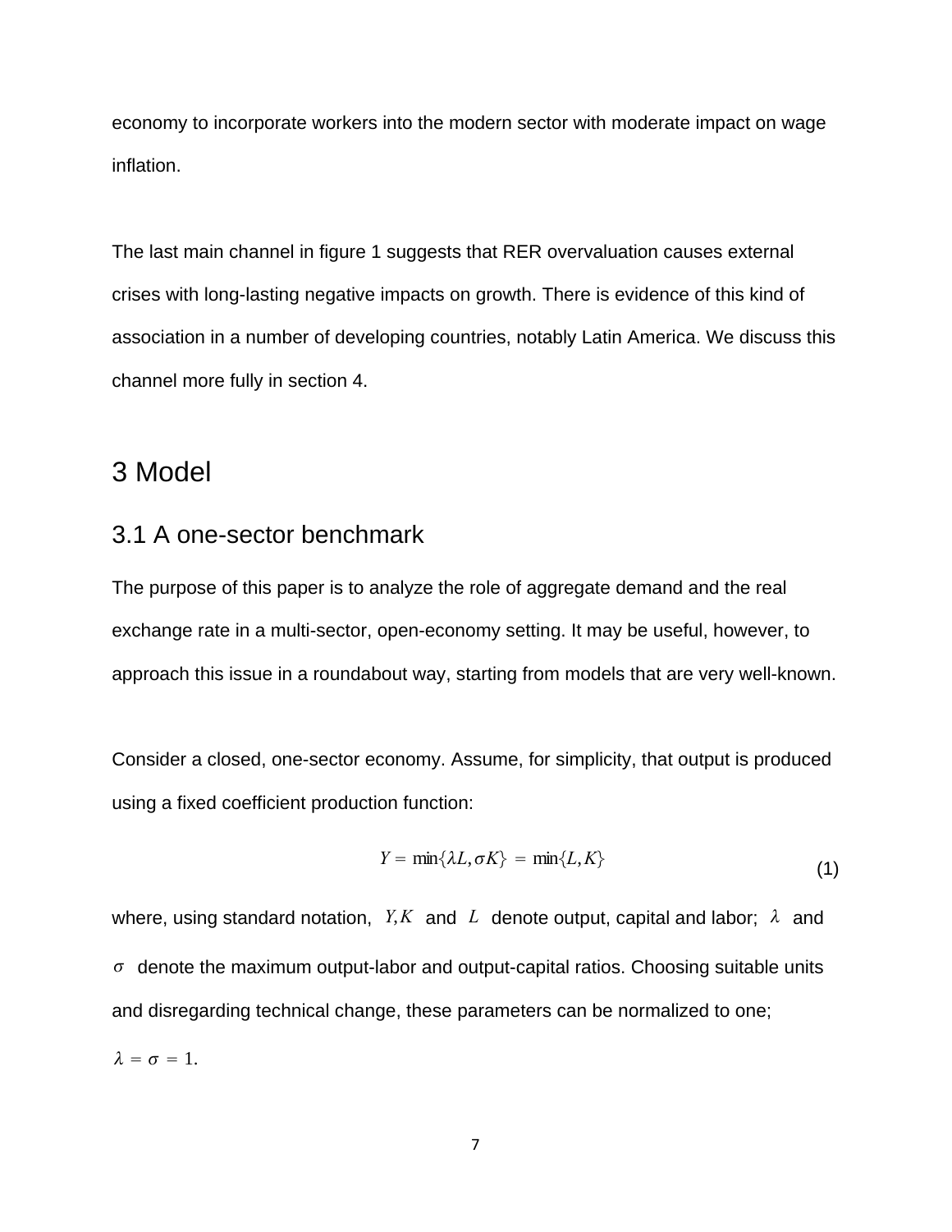economy to incorporate workers into the modern sector with moderate impact on wage inflation.

The last main channel in figure 1 suggests that RER overvaluation causes external crises with long-lasting negative impacts on growth. There is evidence of this kind of association in a number of developing countries, notably Latin America. We discuss this channel more fully in section 4.

# 3 Model

## 3.1 A one-sector benchmark

The purpose of this paper is to analyze the role of aggregate demand and the real exchange rate in a multi-sector, open-economy setting. It may be useful, however, to approach this issue in a roundabout way, starting from models that are very well-known.

Consider a closed, one-sector economy. Assume, for simplicity, that output is produced using a fixed coefficient production function:

$$Y = \min\{\lambda L, \sigma K\} = \min\{L, K\} \tag{1}$$

where, using standard notation, $Y, K$ and $L$ denote output, capital and labor; $\lambda$ and $\sigma$ denote the maximum output-labor and output-capital ratios. Choosing suitable units and disregarding technical change, these parameters can be normalized to one; $\lambda = \sigma = 1$.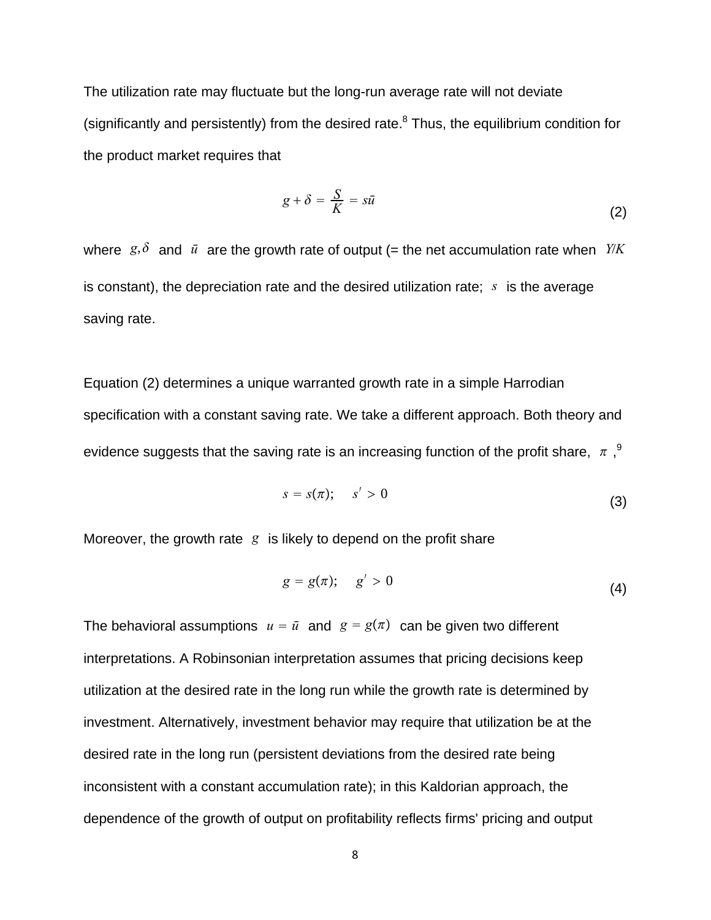The utilization rate may fluctuate but the long-run average rate will not deviate (significantly and persistently) from the desired rate.[8] Thus, the equilibrium condition for the product market requires that

$$g + \delta = \frac{S}{K} = s\bar{u} \tag{2}$$

where $g, \delta$ and $\bar{u}$ are the growth rate of output (= the net accumulation rate when $Y/K$ is constant), the depreciation rate and the desired utilization rate; $s$ is the average saving rate.

Equation (2) determines a unique warranted growth rate in a simple Harrodian specification with a constant saving rate. We take a different approach. Both theory and evidence suggests that the saving rate is an increasing function of the profit share, $\pi$,[9]

$$s = s(\pi); \quad s' > 0 \tag{3}$$

Moreover, the growth rate $g$ is likely to depend on the profit share

$$g = g(\pi); \quad g' > 0 \tag{4}$$

The behavioral assumptions $u = \bar{u}$ and $g = g(\pi)$ can be given two different interpretations. A Robinsonian interpretation assumes that pricing decisions keep utilization at the desired rate in the long run while the growth rate is determined by investment. Alternatively, investment behavior may require that utilization be at the desired rate in the long run (persistent deviations from the desired rate being inconsistent with a constant accumulation rate); in this Kaldorian approach, the dependence of the growth of output on profitability reflects firms' pricing and output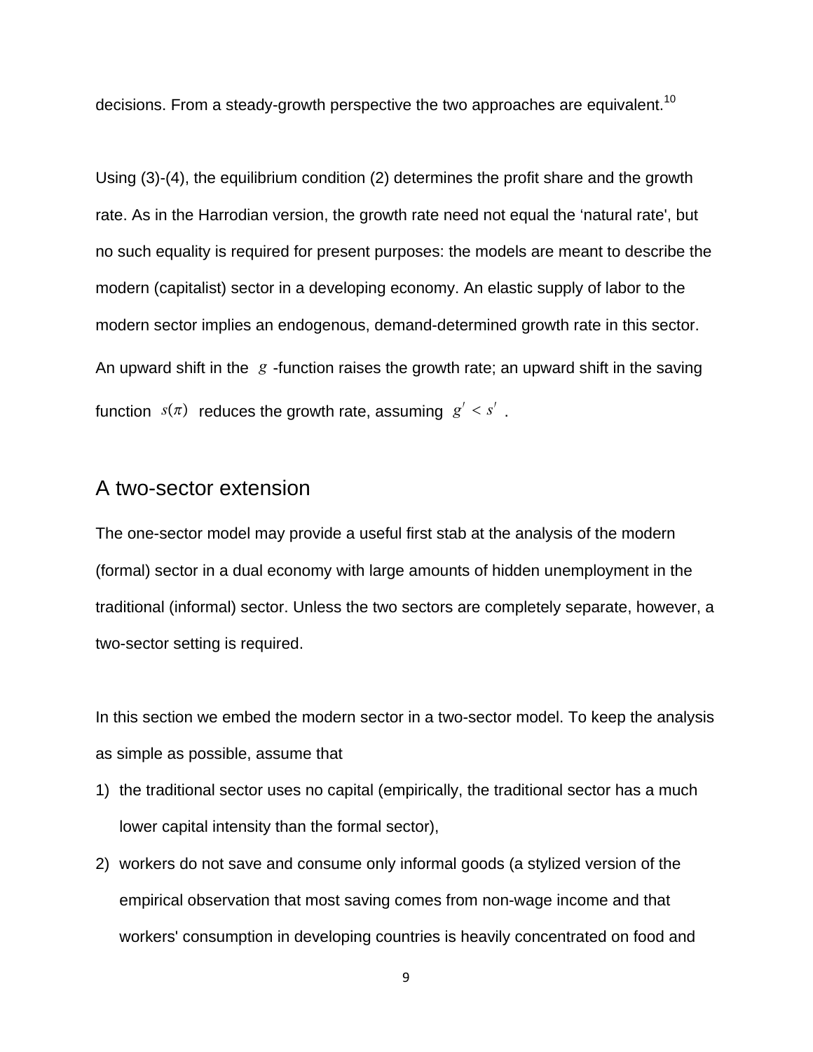decisions. From a steady-growth perspective the two approaches are equivalent.[10]

Using (3)-(4), the equilibrium condition (2) determines the profit share and the growth rate. As in the Harrodian version, the growth rate need not equal the ‘natural rate', but no such equality is required for present purposes: the models are meant to describe the modern (capitalist) sector in a developing economy. An elastic supply of labor to the modern sector implies an endogenous, demand-determined growth rate in this sector. An upward shift in the $g$-function raises the growth rate; an upward shift in the saving function $s(\pi)$ reduces the growth rate, assuming $g' < s'$.

## A two-sector extension

The one-sector model may provide a useful first stab at the analysis of the modern (formal) sector in a dual economy with large amounts of hidden unemployment in the traditional (informal) sector. Unless the two sectors are completely separate, however, a two-sector setting is required.

In this section we embed the modern sector in a two-sector model. To keep the analysis as simple as possible, assume that

1) the traditional sector uses no capital (empirically, the traditional sector has a much lower capital intensity than the formal sector),
2) workers do not save and consume only informal goods (a stylized version of the empirical observation that most saving comes from non-wage income and that workers' consumption in developing countries is heavily concentrated on food and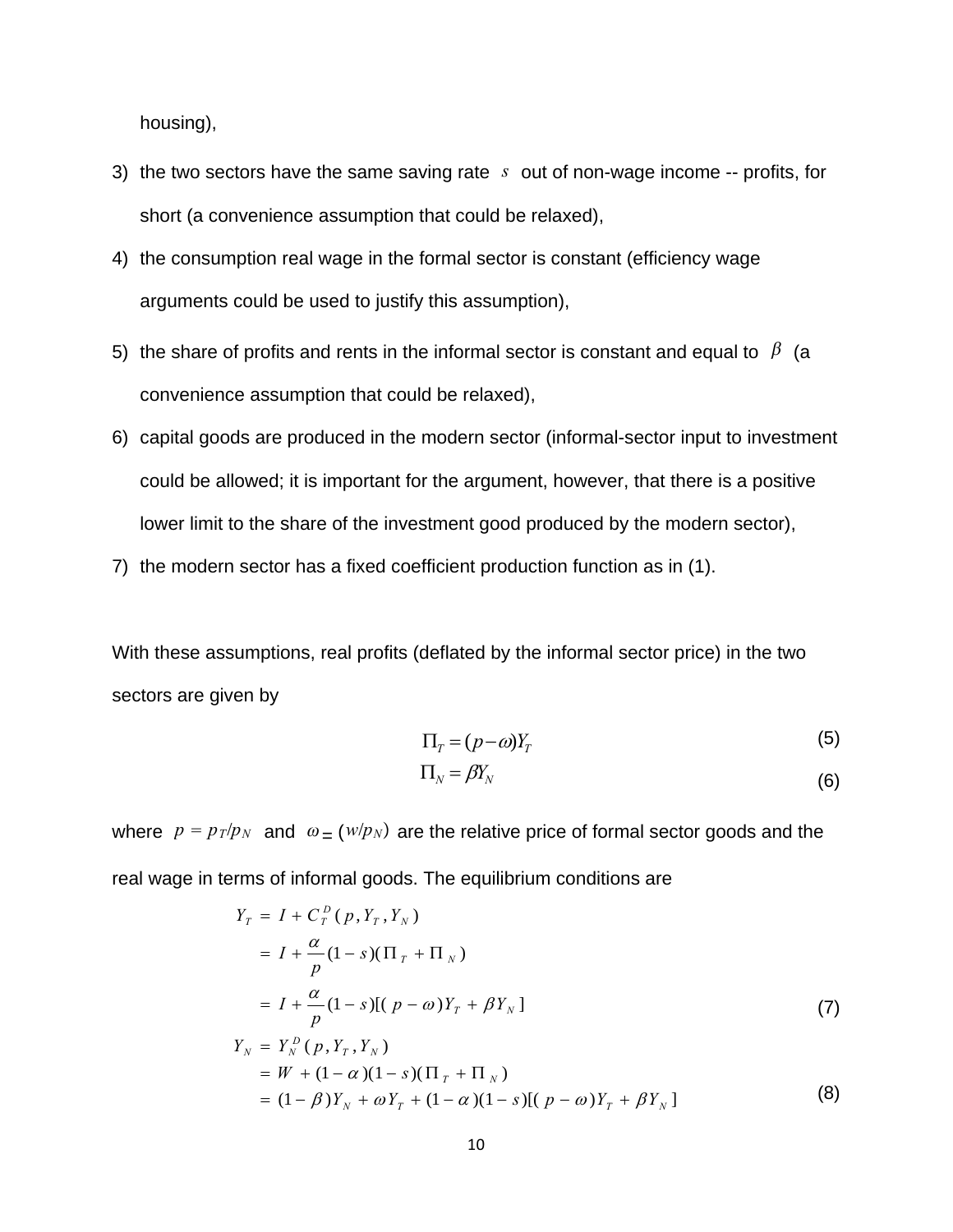housing),

3) the two sectors have the same saving rate $s$ out of non-wage income -- profits, for short (a convenience assumption that could be relaxed),
4) the consumption real wage in the formal sector is constant (efficiency wage arguments could be used to justify this assumption),
5) the share of profits and rents in the informal sector is constant and equal to $\beta$ (a convenience assumption that could be relaxed),
6) capital goods are produced in the modern sector (informal-sector input to investment could be allowed; it is important for the argument, however, that there is a positive lower limit to the share of the investment good produced by the modern sector),
7) the modern sector has a fixed coefficient production function as in (1).

With these assumptions, real profits (deflated by the informal sector price) in the two sectors are given by

$$\Pi_T = (p - \omega) Y_T \tag{5}$$

$$\Pi_N = \beta Y_N \tag{6}$$

where $p = p_T/p_N$ and $\omega = (w/p_N)$ are the relative price of formal sector goods and the real wage in terms of informal goods. The equilibrium conditions are

$$\begin{aligned}
Y_T &= I + C_T^D(p, Y_T, Y_N) \\
&= I + \frac{\alpha}{p}(1-s)(\Pi_T + \Pi_N) \\
&= I + \frac{\alpha}{p}(1-s)[(p-\omega)Y_T + \beta Y_N]
\end{aligned} \tag{7}$$

$$\begin{aligned}
Y_N &= Y_N^D(p, Y_T, Y_N) \\
&= W + (1-\alpha)(1-s)(\Pi_T + \Pi_N) \\
&= (1-\beta)Y_N + \omega Y_T + (1-\alpha)(1-s)[(p-\omega)Y_T + \beta Y_N]
\end{aligned} \tag{8}$$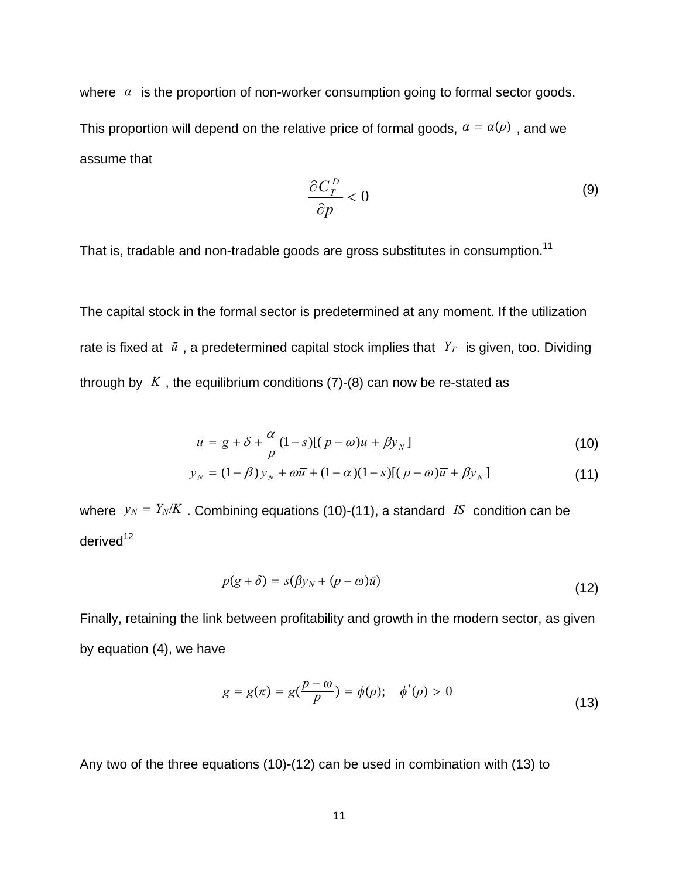where $\alpha$ is the proportion of non-worker consumption going to formal sector goods. This proportion will depend on the relative price of formal goods, $\alpha = \alpha(p)$, and we assume that

$$\frac{\partial C_T^D}{\partial p} < 0 \tag{9}$$

That is, tradable and non-tradable goods are gross substitutes in consumption.[11]

The capital stock in the formal sector is predetermined at any moment. If the utilization rate is fixed at $\bar{u}$, a predetermined capital stock implies that $Y_T$ is given, too. Dividing through by $K$, the equilibrium conditions (7)-(8) can now be re-stated as

$$\bar{u} = g + \delta + \frac{\alpha}{p}(1-s)[(p-\omega)\bar{u} + \beta y_N] \tag{10}$$

$$y_N = (1-\beta)y_N + \omega\bar{u} + (1-\alpha)(1-s)[(p-\omega)\bar{u} + \beta y_N] \tag{11}$$

where $y_N = Y_N/K$. Combining equations (10)-(11), a standard $IS$ condition can be derived[12]

$$p(g+\delta) = s(\beta y_N + (p-\omega)\bar{u}) \tag{12}$$

Finally, retaining the link between profitability and growth in the modern sector, as given by equation (4), we have

$$g = g(\pi) = g(\frac{p-\omega}{p}) = \phi(p); \quad \phi'(p) > 0 \tag{13}$$

Any two of the three equations (10)-(12) can be used in combination with (13) to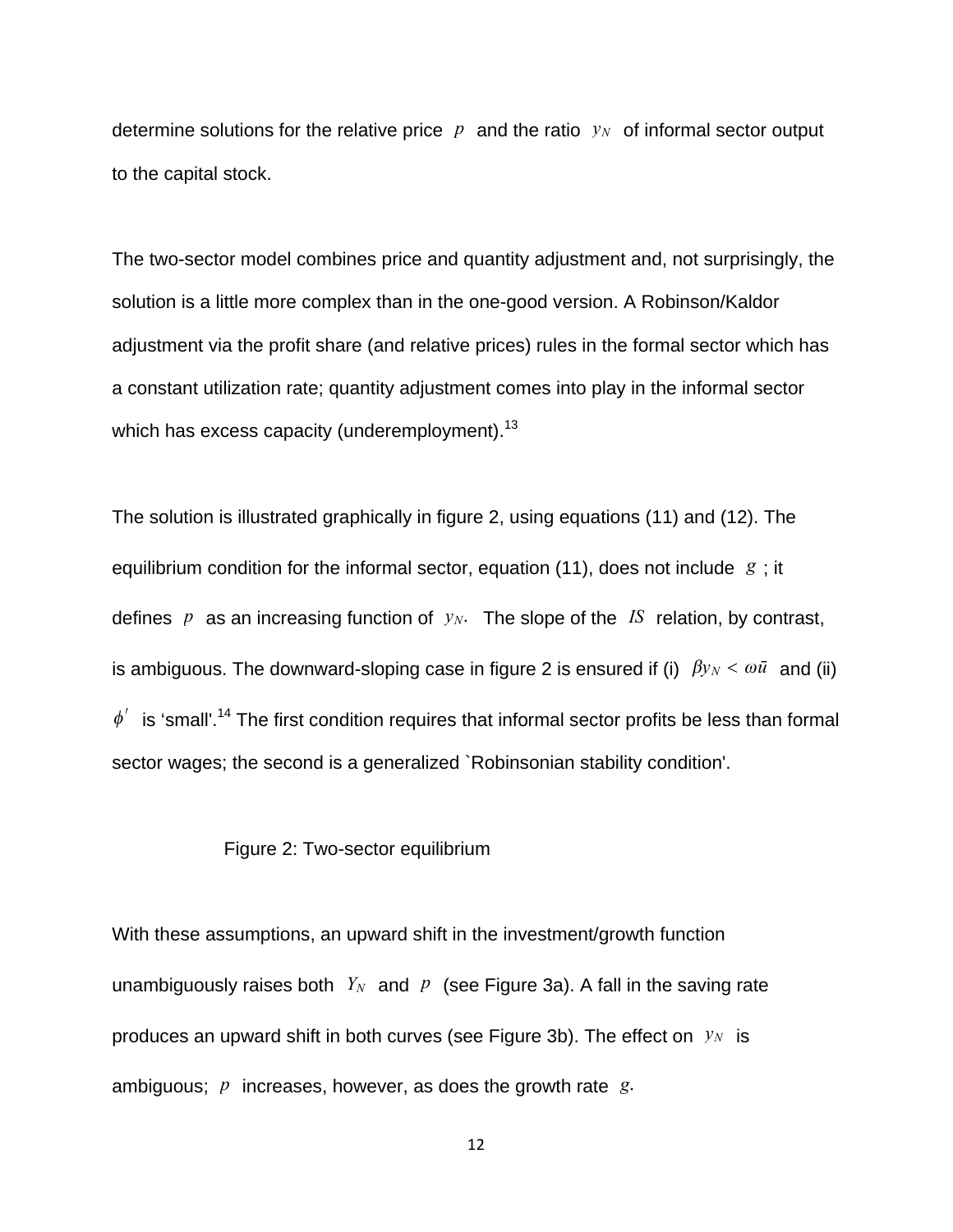determine solutions for the relative price $p$ and the ratio $y_N$ of informal sector output to the capital stock.

The two-sector model combines price and quantity adjustment and, not surprisingly, the solution is a little more complex than in the one-good version. A Robinson/Kaldor adjustment via the profit share (and relative prices) rules in the formal sector which has a constant utilization rate; quantity adjustment comes into play in the informal sector which has excess capacity (underemployment).[13]

The solution is illustrated graphically in figure 2, using equations (11) and (12). The equilibrium condition for the informal sector, equation (11), does not include $g$; it defines $p$ as an increasing function of $y_N$. The slope of the $IS$ relation, by contrast, is ambiguous. The downward-sloping case in figure 2 is ensured if (i) $\beta y_N < \omega \bar{u}$ and (ii) $\phi'$ is 'small'.[14] The first condition requires that informal sector profits be less than formal sector wages; the second is a generalized `Robinsonian stability condition'.

Figure 2: Two-sector equilibrium

With these assumptions, an upward shift in the investment/growth function unambiguously raises both $Y_N$ and $p$ (see Figure 3a). A fall in the saving rate produces an upward shift in both curves (see Figure 3b). The effect on $y_N$ is ambiguous; $p$ increases, however, as does the growth rate $g$.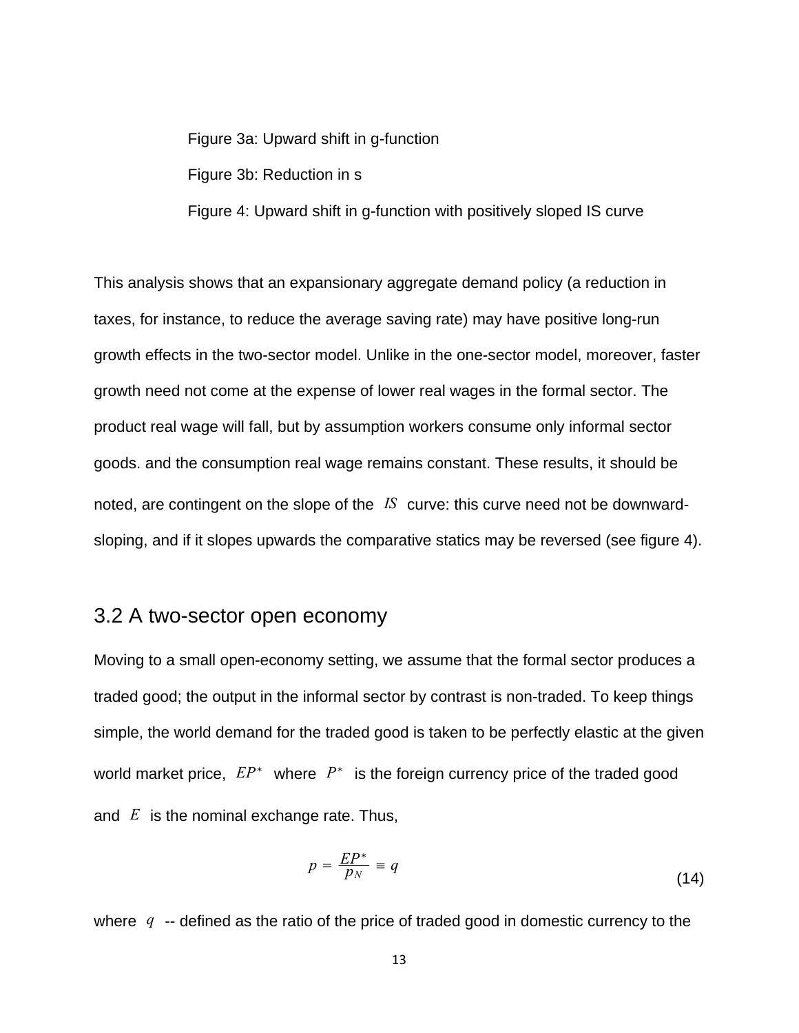Figure 3a: Upward shift in g-function

Figure 3b: Reduction in s

Figure 4: Upward shift in g-function with positively sloped IS curve

This analysis shows that an expansionary aggregate demand policy (a reduction in taxes, for instance, to reduce the average saving rate) may have positive long-run growth effects in the two-sector model. Unlike in the one-sector model, moreover, faster growth need not come at the expense of lower real wages in the formal sector. The product real wage will fall, but by assumption workers consume only informal sector goods. and the consumption real wage remains constant. These results, it should be noted, are contingent on the slope of the $IS$ curve: this curve need not be downward-sloping, and if it slopes upwards the comparative statics may be reversed (see figure 4).

## 3.2 A two-sector open economy

Moving to a small open-economy setting, we assume that the formal sector produces a traded good; the output in the informal sector by contrast is non-traded. To keep things simple, the world demand for the traded good is taken to be perfectly elastic at the given world market price, $EP^*$ where $P^*$ is the foreign currency price of the traded good and $E$ is the nominal exchange rate. Thus,

$$p = \frac{EP^*}{p_N} \equiv q \tag{14}$$

where $q$ -- defined as the ratio of the price of traded good in domestic currency to the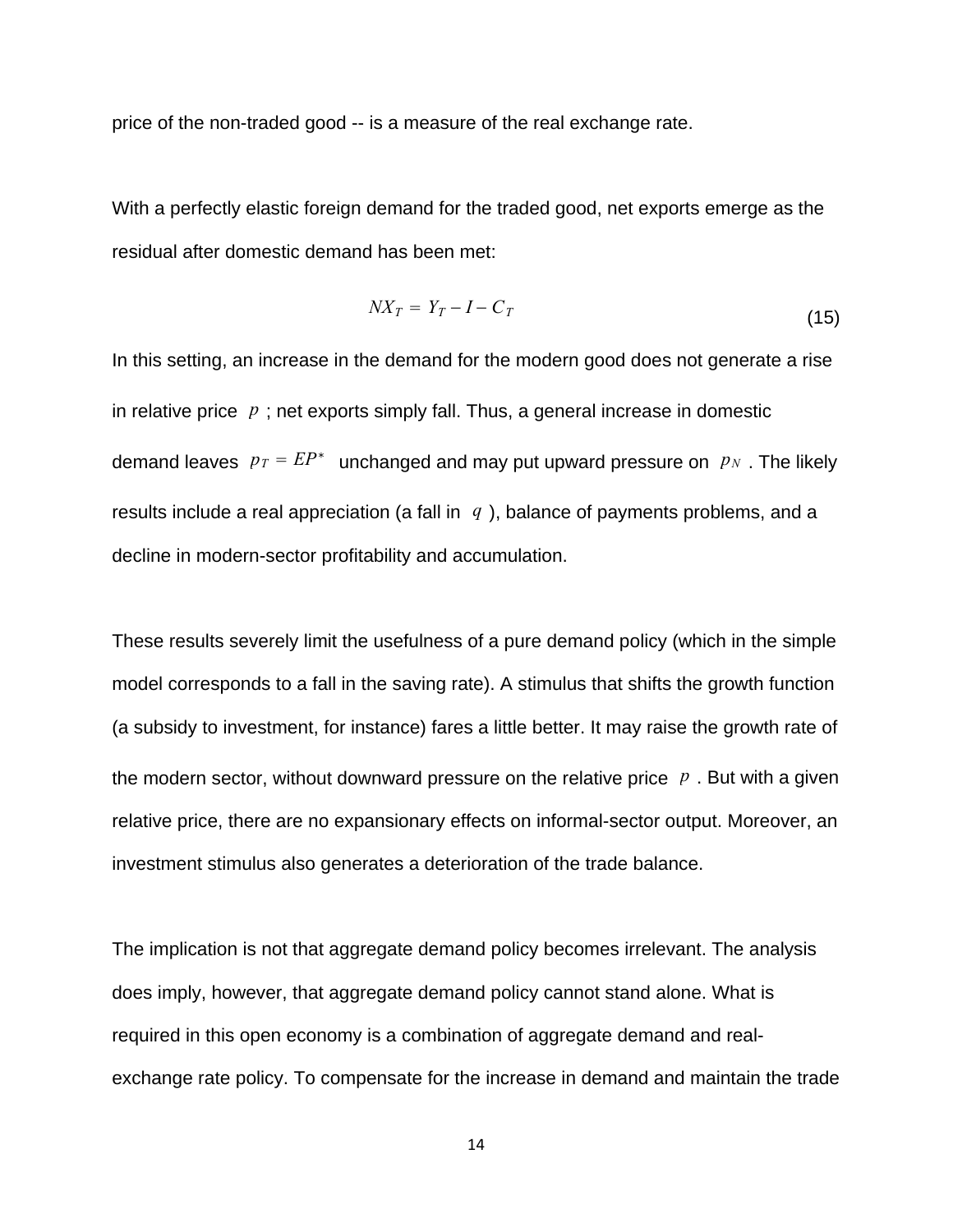price of the non-traded good -- is a measure of the real exchange rate.

With a perfectly elastic foreign demand for the traded good, net exports emerge as the residual after domestic demand has been met:

$$NX_T = Y_T - I - C_T \tag{15}$$

In this setting, an increase in the demand for the modern good does not generate a rise in relative price $p$ ; net exports simply fall. Thus, a general increase in domestic demand leaves $p_T = EP^*$ unchanged and may put upward pressure on $p_N$. The likely results include a real appreciation (a fall in $q$), balance of payments problems, and a decline in modern-sector profitability and accumulation.

These results severely limit the usefulness of a pure demand policy (which in the simple model corresponds to a fall in the saving rate). A stimulus that shifts the growth function (a subsidy to investment, for instance) fares a little better. It may raise the growth rate of the modern sector, without downward pressure on the relative price $p$. But with a given relative price, there are no expansionary effects on informal-sector output. Moreover, an investment stimulus also generates a deterioration of the trade balance.

The implication is not that aggregate demand policy becomes irrelevant. The analysis does imply, however, that aggregate demand policy cannot stand alone. What is required in this open economy is a combination of aggregate demand and real-exchange rate policy. To compensate for the increase in demand and maintain the trade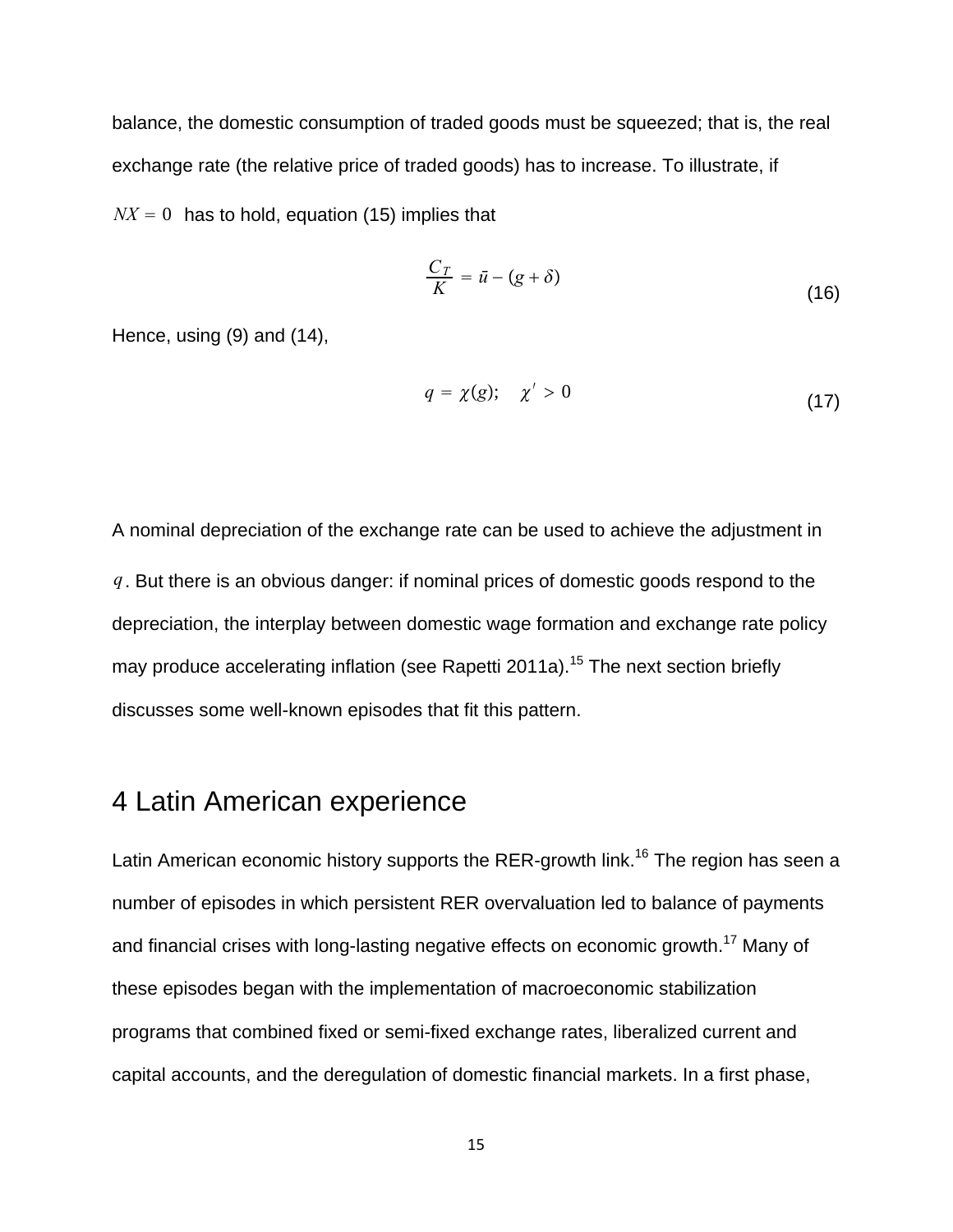balance, the domestic consumption of traded goods must be squeezed; that is, the real exchange rate (the relative price of traded goods) has to increase. To illustrate, if $NX = 0$ has to hold, equation (15) implies that

$$\frac{C_T}{K} = \bar{u} - (g + \delta) \tag{16}$$

Hence, using (9) and (14),

$$q = \chi(g); \quad \chi' > 0 \tag{17}$$

A nominal depreciation of the exchange rate can be used to achieve the adjustment in $q$. But there is an obvious danger: if nominal prices of domestic goods respond to the depreciation, the interplay between domestic wage formation and exchange rate policy may produce accelerating inflation (see Rapetti 2011a).[15] The next section briefly discusses some well-known episodes that fit this pattern.

# 4 Latin American experience

Latin American economic history supports the RER-growth link.[16] The region has seen a number of episodes in which persistent RER overvaluation led to balance of payments and financial crises with long-lasting negative effects on economic growth.[17] Many of these episodes began with the implementation of macroeconomic stabilization programs that combined fixed or semi-fixed exchange rates, liberalized current and capital accounts, and the deregulation of domestic financial markets. In a first phase,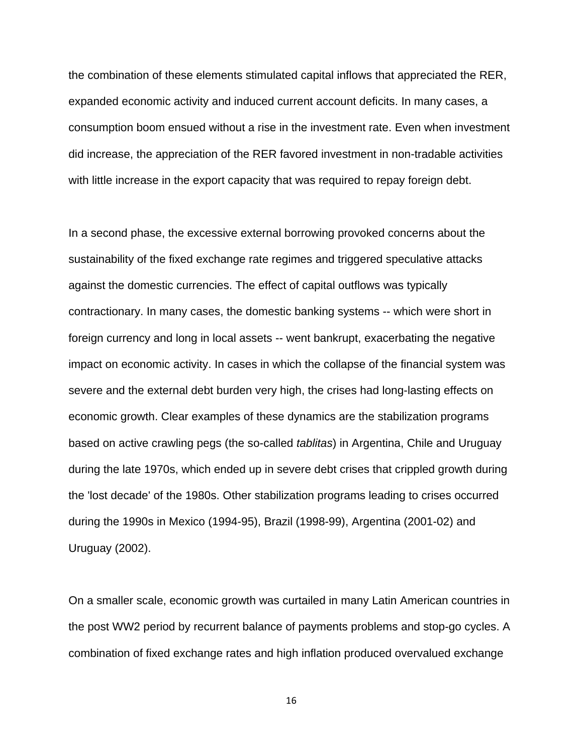the combination of these elements stimulated capital inflows that appreciated the RER, expanded economic activity and induced current account deficits. In many cases, a consumption boom ensued without a rise in the investment rate. Even when investment did increase, the appreciation of the RER favored investment in non-tradable activities with little increase in the export capacity that was required to repay foreign debt.

In a second phase, the excessive external borrowing provoked concerns about the sustainability of the fixed exchange rate regimes and triggered speculative attacks against the domestic currencies. The effect of capital outflows was typically contractionary. In many cases, the domestic banking systems -- which were short in foreign currency and long in local assets -- went bankrupt, exacerbating the negative impact on economic activity. In cases in which the collapse of the financial system was severe and the external debt burden very high, the crises had long-lasting effects on economic growth. Clear examples of these dynamics are the stabilization programs based on active crawling pegs (the so-called *tablitas*) in Argentina, Chile and Uruguay during the late 1970s, which ended up in severe debt crises that crippled growth during the 'lost decade' of the 1980s. Other stabilization programs leading to crises occurred during the 1990s in Mexico (1994-95), Brazil (1998-99), Argentina (2001-02) and Uruguay (2002).

On a smaller scale, economic growth was curtailed in many Latin American countries in the post WW2 period by recurrent balance of payments problems and stop-go cycles. A combination of fixed exchange rates and high inflation produced overvalued exchange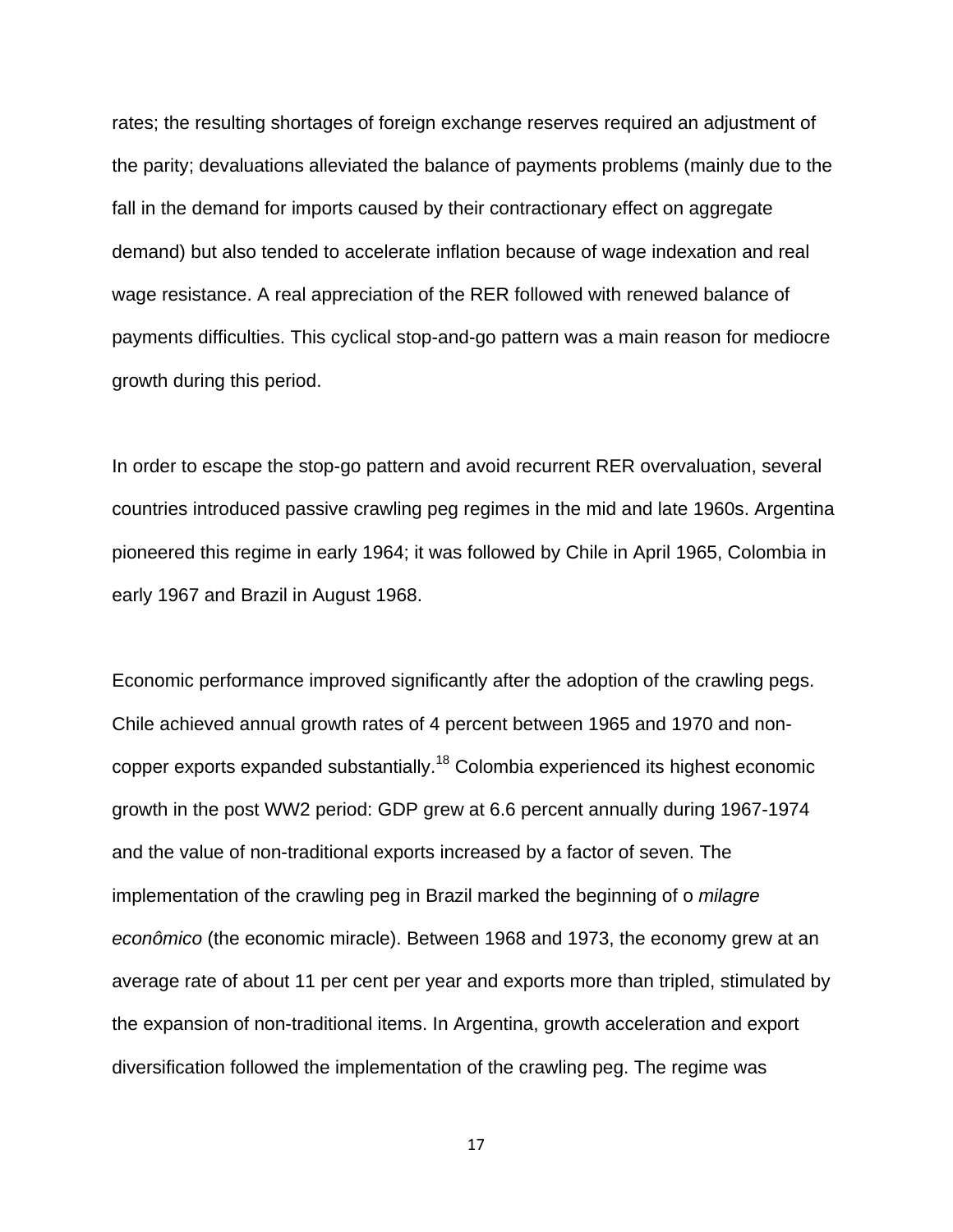rates; the resulting shortages of foreign exchange reserves required an adjustment of the parity; devaluations alleviated the balance of payments problems (mainly due to the fall in the demand for imports caused by their contractionary effect on aggregate demand) but also tended to accelerate inflation because of wage indexation and real wage resistance. A real appreciation of the RER followed with renewed balance of payments difficulties. This cyclical stop-and-go pattern was a main reason for mediocre growth during this period.

In order to escape the stop-go pattern and avoid recurrent RER overvaluation, several countries introduced passive crawling peg regimes in the mid and late 1960s. Argentina pioneered this regime in early 1964; it was followed by Chile in April 1965, Colombia in early 1967 and Brazil in August 1968.

Economic performance improved significantly after the adoption of the crawling pegs. Chile achieved annual growth rates of 4 percent between 1965 and 1970 and non-copper exports expanded substantially.[18] Colombia experienced its highest economic growth in the post WW2 period: GDP grew at 6.6 percent annually during 1967-1974 and the value of non-traditional exports increased by a factor of seven. The implementation of the crawling peg in Brazil marked the beginning of o *milagre econômico* (the economic miracle). Between 1968 and 1973, the economy grew at an average rate of about 11 per cent per year and exports more than tripled, stimulated by the expansion of non-traditional items. In Argentina, growth acceleration and export diversification followed the implementation of the crawling peg. The regime was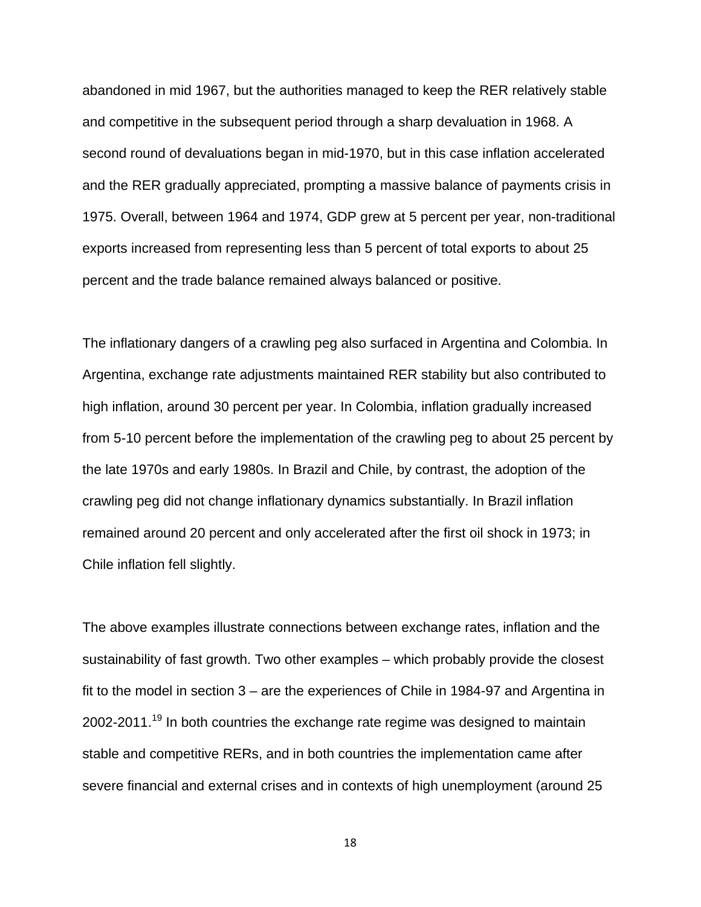abandoned in mid 1967, but the authorities managed to keep the RER relatively stable and competitive in the subsequent period through a sharp devaluation in 1968. A second round of devaluations began in mid-1970, but in this case inflation accelerated and the RER gradually appreciated, prompting a massive balance of payments crisis in 1975. Overall, between 1964 and 1974, GDP grew at 5 percent per year, non-traditional exports increased from representing less than 5 percent of total exports to about 25 percent and the trade balance remained always balanced or positive.

The inflationary dangers of a crawling peg also surfaced in Argentina and Colombia. In Argentina, exchange rate adjustments maintained RER stability but also contributed to high inflation, around 30 percent per year. In Colombia, inflation gradually increased from 5-10 percent before the implementation of the crawling peg to about 25 percent by the late 1970s and early 1980s. In Brazil and Chile, by contrast, the adoption of the crawling peg did not change inflationary dynamics substantially. In Brazil inflation remained around 20 percent and only accelerated after the first oil shock in 1973; in Chile inflation fell slightly.

The above examples illustrate connections between exchange rates, inflation and the sustainability of fast growth. Two other examples – which probably provide the closest fit to the model in section 3 – are the experiences of Chile in 1984-97 and Argentina in 2002-2011.[19] In both countries the exchange rate regime was designed to maintain stable and competitive RERs, and in both countries the implementation came after severe financial and external crises and in contexts of high unemployment (around 25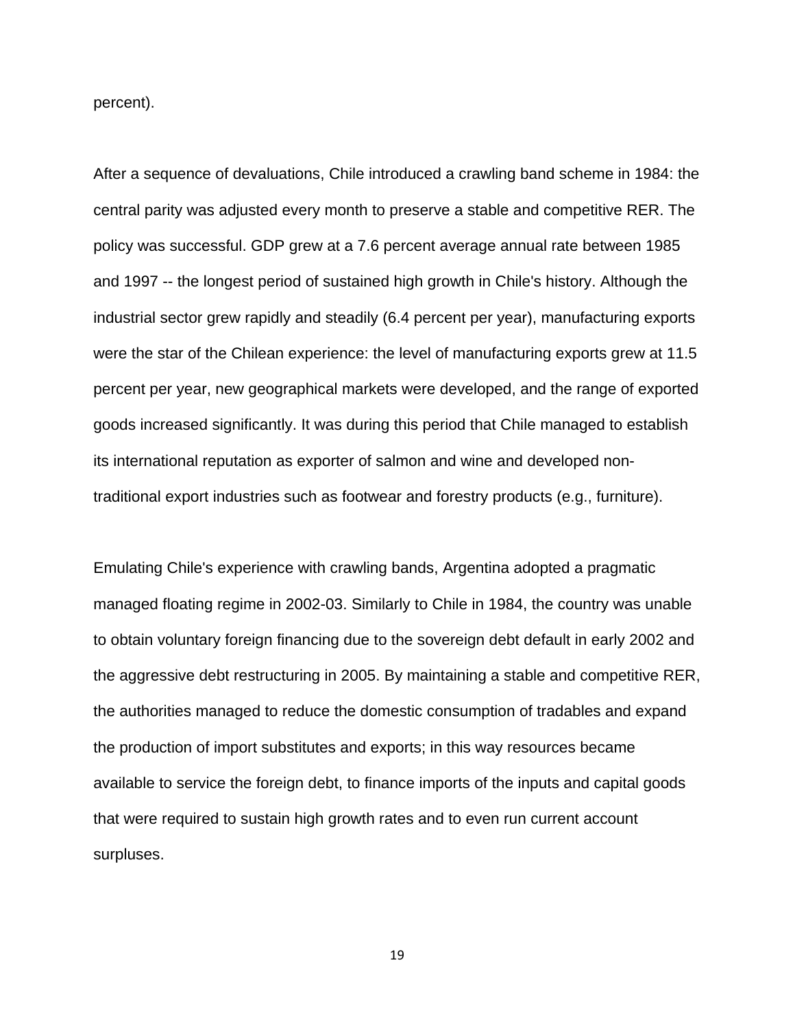percent).

After a sequence of devaluations, Chile introduced a crawling band scheme in 1984: the central parity was adjusted every month to preserve a stable and competitive RER. The policy was successful. GDP grew at a 7.6 percent average annual rate between 1985 and 1997 -- the longest period of sustained high growth in Chile's history. Although the industrial sector grew rapidly and steadily (6.4 percent per year), manufacturing exports were the star of the Chilean experience: the level of manufacturing exports grew at 11.5 percent per year, new geographical markets were developed, and the range of exported goods increased significantly. It was during this period that Chile managed to establish its international reputation as exporter of salmon and wine and developed non-traditional export industries such as footwear and forestry products (e.g., furniture).

Emulating Chile's experience with crawling bands, Argentina adopted a pragmatic managed floating regime in 2002-03. Similarly to Chile in 1984, the country was unable to obtain voluntary foreign financing due to the sovereign debt default in early 2002 and the aggressive debt restructuring in 2005. By maintaining a stable and competitive RER, the authorities managed to reduce the domestic consumption of tradables and expand the production of import substitutes and exports; in this way resources became available to service the foreign debt, to finance imports of the inputs and capital goods that were required to sustain high growth rates and to even run current account surpluses.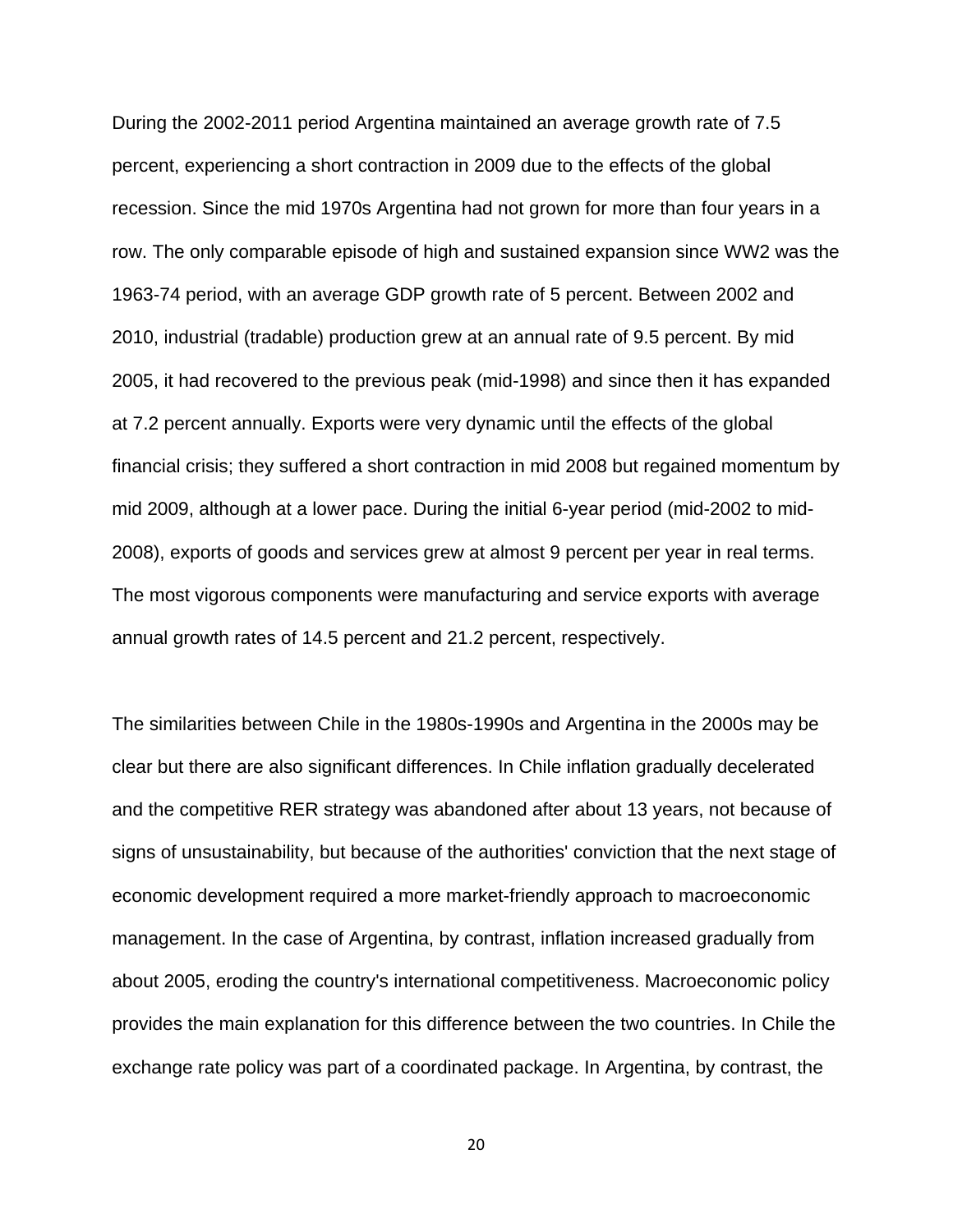During the 2002-2011 period Argentina maintained an average growth rate of 7.5 percent, experiencing a short contraction in 2009 due to the effects of the global recession. Since the mid 1970s Argentina had not grown for more than four years in a row. The only comparable episode of high and sustained expansion since WW2 was the 1963-74 period, with an average GDP growth rate of 5 percent. Between 2002 and 2010, industrial (tradable) production grew at an annual rate of 9.5 percent. By mid 2005, it had recovered to the previous peak (mid-1998) and since then it has expanded at 7.2 percent annually. Exports were very dynamic until the effects of the global financial crisis; they suffered a short contraction in mid 2008 but regained momentum by mid 2009, although at a lower pace. During the initial 6-year period (mid-2002 to mid-2008), exports of goods and services grew at almost 9 percent per year in real terms. The most vigorous components were manufacturing and service exports with average annual growth rates of 14.5 percent and 21.2 percent, respectively.

The similarities between Chile in the 1980s-1990s and Argentina in the 2000s may be clear but there are also significant differences. In Chile inflation gradually decelerated and the competitive RER strategy was abandoned after about 13 years, not because of signs of unsustainability, but because of the authorities' conviction that the next stage of economic development required a more market-friendly approach to macroeconomic management. In the case of Argentina, by contrast, inflation increased gradually from about 2005, eroding the country's international competitiveness. Macroeconomic policy provides the main explanation for this difference between the two countries. In Chile the exchange rate policy was part of a coordinated package. In Argentina, by contrast, the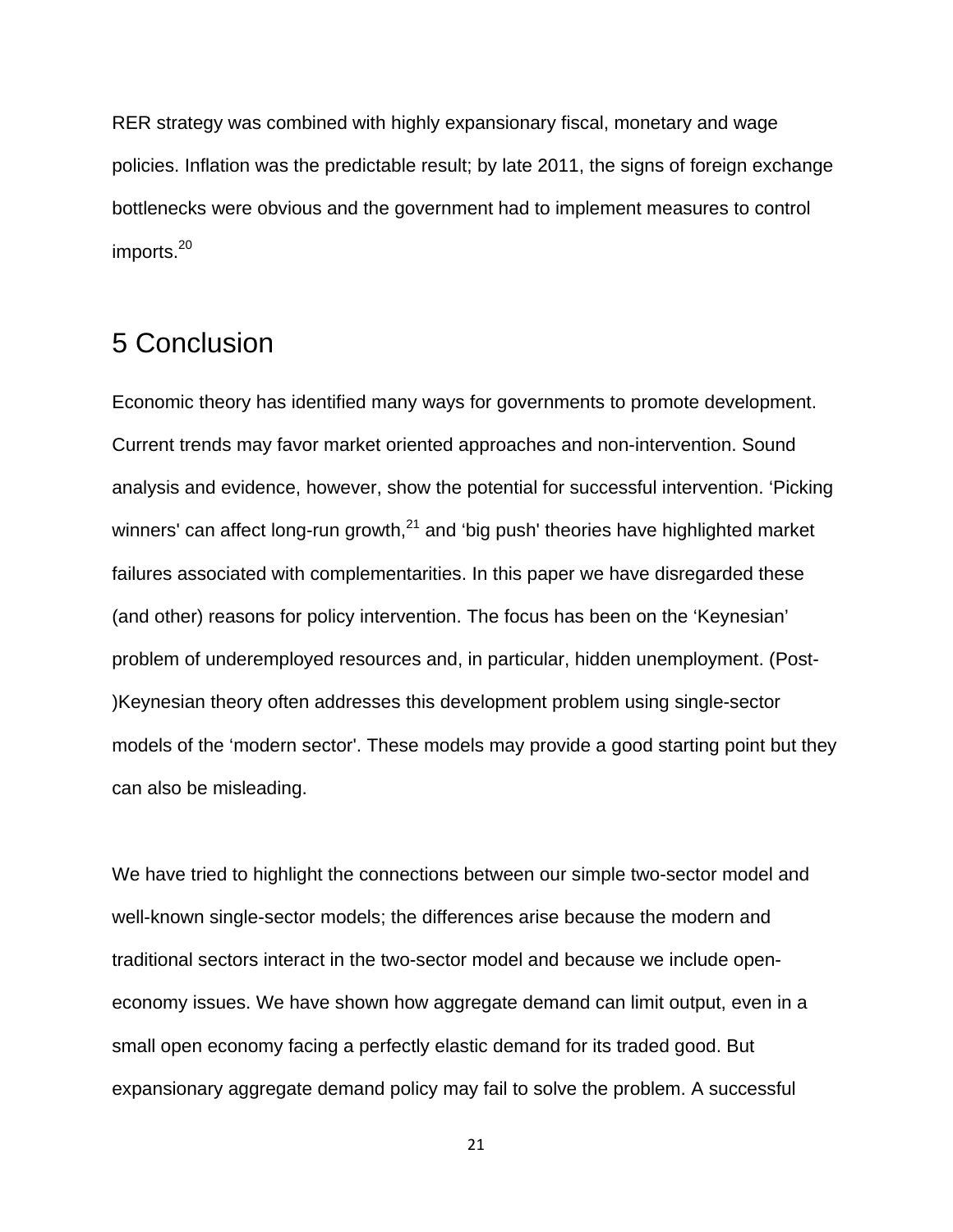RER strategy was combined with highly expansionary fiscal, monetary and wage policies. Inflation was the predictable result; by late 2011, the signs of foreign exchange bottlenecks were obvious and the government had to implement measures to control imports.[20]

## 5 Conclusion

Economic theory has identified many ways for governments to promote development. Current trends may favor market oriented approaches and non-intervention. Sound analysis and evidence, however, show the potential for successful intervention. 'Picking winners' can affect long-run growth,[21] and 'big push' theories have highlighted market failures associated with complementarities. In this paper we have disregarded these (and other) reasons for policy intervention. The focus has been on the 'Keynesian' problem of underemployed resources and, in particular, hidden unemployment. (Post-)Keynesian theory often addresses this development problem using single-sector models of the 'modern sector'. These models may provide a good starting point but they can also be misleading.

We have tried to highlight the connections between our simple two-sector model and well-known single-sector models; the differences arise because the modern and traditional sectors interact in the two-sector model and because we include open-economy issues. We have shown how aggregate demand can limit output, even in a small open economy facing a perfectly elastic demand for its traded good. But expansionary aggregate demand policy may fail to solve the problem. A successful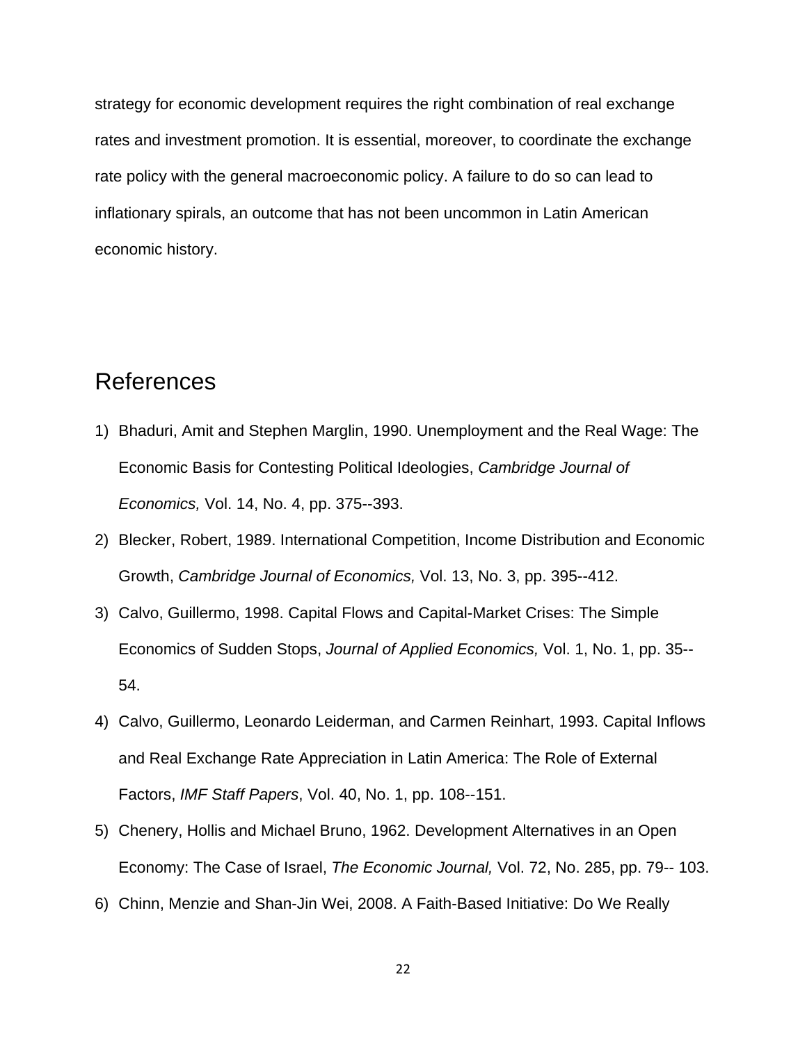strategy for economic development requires the right combination of real exchange rates and investment promotion. It is essential, moreover, to coordinate the exchange rate policy with the general macroeconomic policy. A failure to do so can lead to inflationary spirals, an outcome that has not been uncommon in Latin American economic history.

## References

1) Bhaduri, Amit and Stephen Marglin, 1990. Unemployment and the Real Wage: The Economic Basis for Contesting Political Ideologies, *Cambridge Journal of Economics,* Vol. 14, No. 4, pp. 375--393.
2) Blecker, Robert, 1989. International Competition, Income Distribution and Economic Growth, *Cambridge Journal of Economics,* Vol. 13, No. 3, pp. 395--412.
3) Calvo, Guillermo, 1998. Capital Flows and Capital-Market Crises: The Simple Economics of Sudden Stops, *Journal of Applied Economics,* Vol. 1, No. 1, pp. 35--54.
4) Calvo, Guillermo, Leonardo Leiderman, and Carmen Reinhart, 1993. Capital Inflows and Real Exchange Rate Appreciation in Latin America: The Role of External Factors, *IMF Staff Papers*, Vol. 40, No. 1, pp. 108--151.
5) Chenery, Hollis and Michael Bruno, 1962. Development Alternatives in an Open Economy: The Case of Israel, *The Economic Journal,* Vol. 72, No. 285, pp. 79-- 103.
6) Chinn, Menzie and Shan-Jin Wei, 2008. A Faith-Based Initiative: Do We Really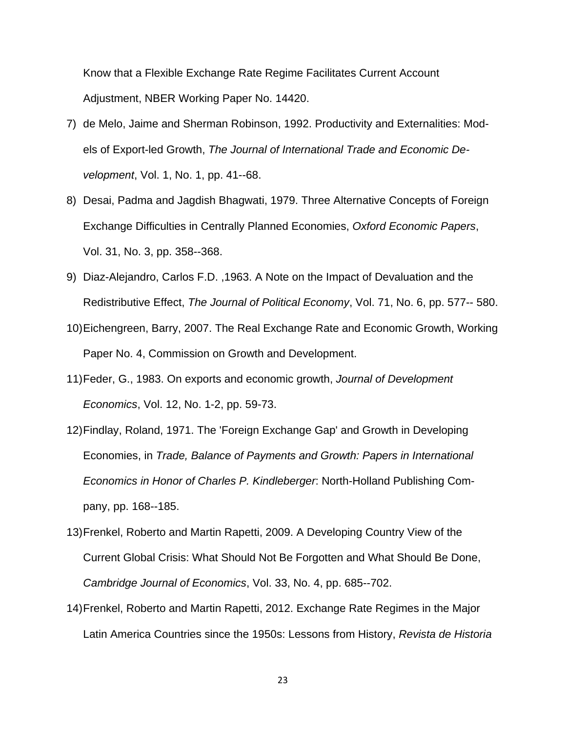Know that a Flexible Exchange Rate Regime Facilitates Current Account Adjustment, NBER Working Paper No. 14420.

7) de Melo, Jaime and Sherman Robinson, 1992. Productivity and Externalities: Models of Export-led Growth, *The Journal of International Trade and Economic Development*, Vol. 1, No. 1, pp. 41--68.
8) Desai, Padma and Jagdish Bhagwati, 1979. Three Alternative Concepts of Foreign Exchange Difficulties in Centrally Planned Economies, *Oxford Economic Papers*, Vol. 31, No. 3, pp. 358--368.
9) Diaz-Alejandro, Carlos F.D. ,1963. A Note on the Impact of Devaluation and the Redistributive Effect, *The Journal of Political Economy*, Vol. 71, No. 6, pp. 577-- 580.
10) Eichengreen, Barry, 2007. The Real Exchange Rate and Economic Growth, Working Paper No. 4, Commission on Growth and Development.
11) Feder, G., 1983. On exports and economic growth, *Journal of Development Economics*, Vol. 12, No. 1-2, pp. 59-73.
12) Findlay, Roland, 1971. The 'Foreign Exchange Gap' and Growth in Developing Economies, in *Trade, Balance of Payments and Growth: Papers in International Economics in Honor of Charles P. Kindleberger*: North-Holland Publishing Company, pp. 168--185.
13) Frenkel, Roberto and Martin Rapetti, 2009. A Developing Country View of the Current Global Crisis: What Should Not Be Forgotten and What Should Be Done, *Cambridge Journal of Economics*, Vol. 33, No. 4, pp. 685--702.
14) Frenkel, Roberto and Martin Rapetti, 2012. Exchange Rate Regimes in the Major Latin America Countries since the 1950s: Lessons from History, *Revista de Historia*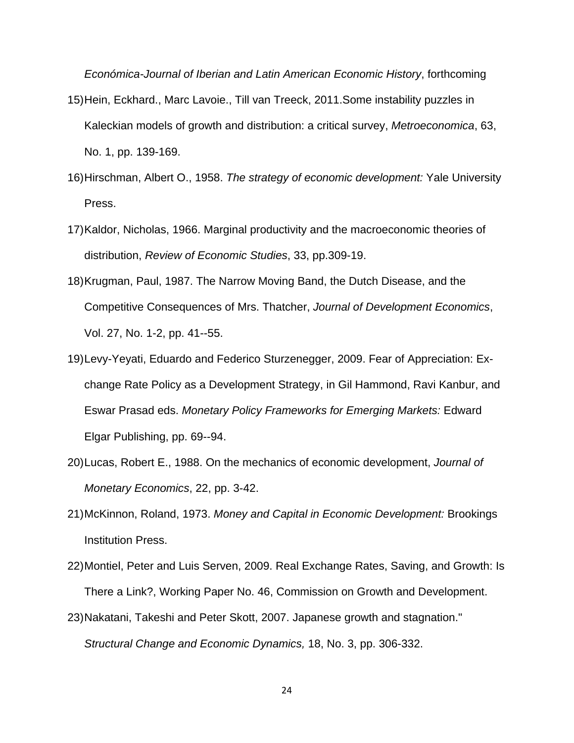*Económica-Journal of Iberian and Latin American Economic History*, forthcoming

15) Hein, Eckhard., Marc Lavoie., Till van Treeck, 2011.Some instability puzzles in Kaleckian models of growth and distribution: a critical survey, *Metroeconomica*, 63, No. 1, pp. 139-169.
16) Hirschman, Albert O., 1958. *The strategy of economic development:* Yale University Press.
17) Kaldor, Nicholas, 1966. Marginal productivity and the macroeconomic theories of distribution, *Review of Economic Studies*, 33, pp.309-19.
18) Krugman, Paul, 1987. The Narrow Moving Band, the Dutch Disease, and the Competitive Consequences of Mrs. Thatcher, *Journal of Development Economics*, Vol. 27, No. 1-2, pp. 41--55.
19) Levy-Yeyati, Eduardo and Federico Sturzenegger, 2009. Fear of Appreciation: Exchange Rate Policy as a Development Strategy, in Gil Hammond, Ravi Kanbur, and Eswar Prasad eds. *Monetary Policy Frameworks for Emerging Markets:* Edward Elgar Publishing, pp. 69--94.
20) Lucas, Robert E., 1988. On the mechanics of economic development, *Journal of Monetary Economics*, 22, pp. 3-42.
21) McKinnon, Roland, 1973. *Money and Capital in Economic Development:* Brookings Institution Press.
22) Montiel, Peter and Luis Serven, 2009. Real Exchange Rates, Saving, and Growth: Is There a Link?, Working Paper No. 46, Commission on Growth and Development.
23) Nakatani, Takeshi and Peter Skott, 2007. Japanese growth and stagnation." *Structural Change and Economic Dynamics,* 18, No. 3, pp. 306-332.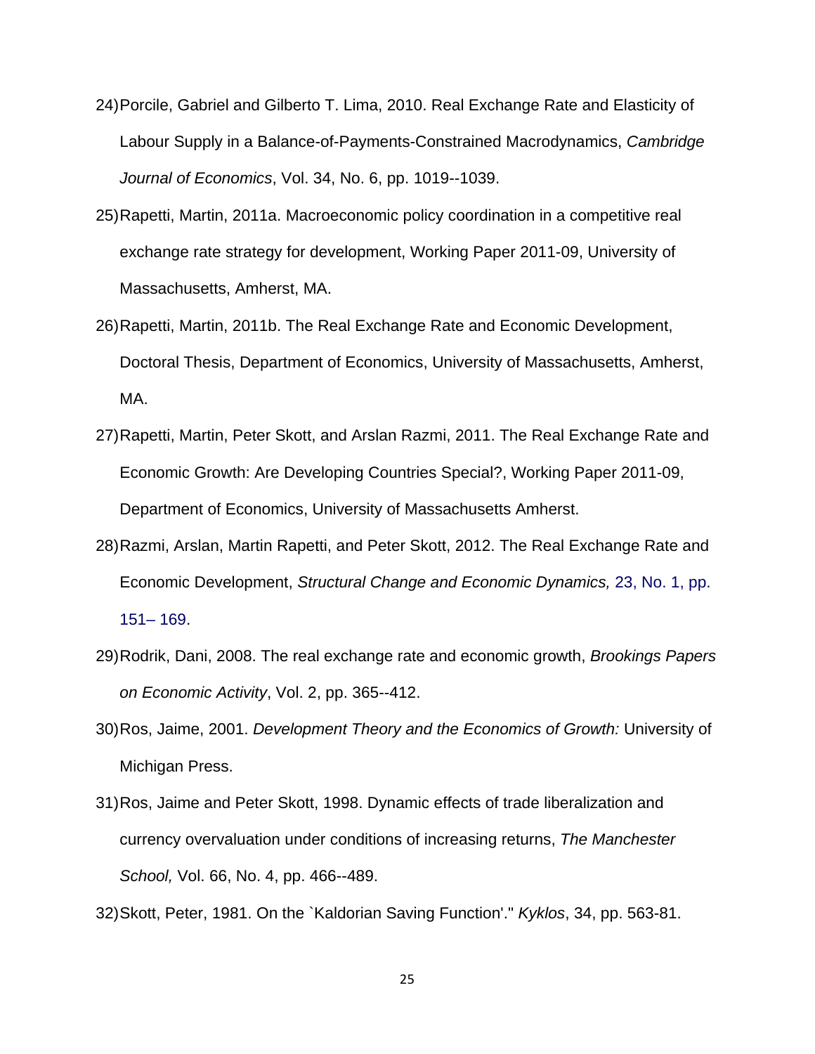24) Porcile, Gabriel and Gilberto T. Lima, 2010. Real Exchange Rate and Elasticity of Labour Supply in a Balance-of-Payments-Constrained Macrodynamics, *Cambridge Journal of Economics*, Vol. 34, No. 6, pp. 1019--1039.

25) Rapetti, Martin, 2011a. Macroeconomic policy coordination in a competitive real exchange rate strategy for development, Working Paper 2011-09, University of Massachusetts, Amherst, MA.

26) Rapetti, Martin, 2011b. The Real Exchange Rate and Economic Development, Doctoral Thesis, Department of Economics, University of Massachusetts, Amherst, MA.

27) Rapetti, Martin, Peter Skott, and Arslan Razmi, 2011. The Real Exchange Rate and Economic Growth: Are Developing Countries Special?, Working Paper 2011-09, Department of Economics, University of Massachusetts Amherst.

28) Razmi, Arslan, Martin Rapetti, and Peter Skott, 2012. The Real Exchange Rate and Economic Development, *Structural Change and Economic Dynamics,* 23, No. 1, pp. 151– 169.

29) Rodrik, Dani, 2008. The real exchange rate and economic growth, *Brookings Papers on Economic Activity*, Vol. 2, pp. 365--412.

30) Ros, Jaime, 2001. *Development Theory and the Economics of Growth:* University of Michigan Press.

31) Ros, Jaime and Peter Skott, 1998. Dynamic effects of trade liberalization and currency overvaluation under conditions of increasing returns, *The Manchester School,* Vol. 66, No. 4, pp. 466--489.

32) Skott, Peter, 1981. On the `Kaldorian Saving Function'." *Kyklos*, 34, pp. 563-81.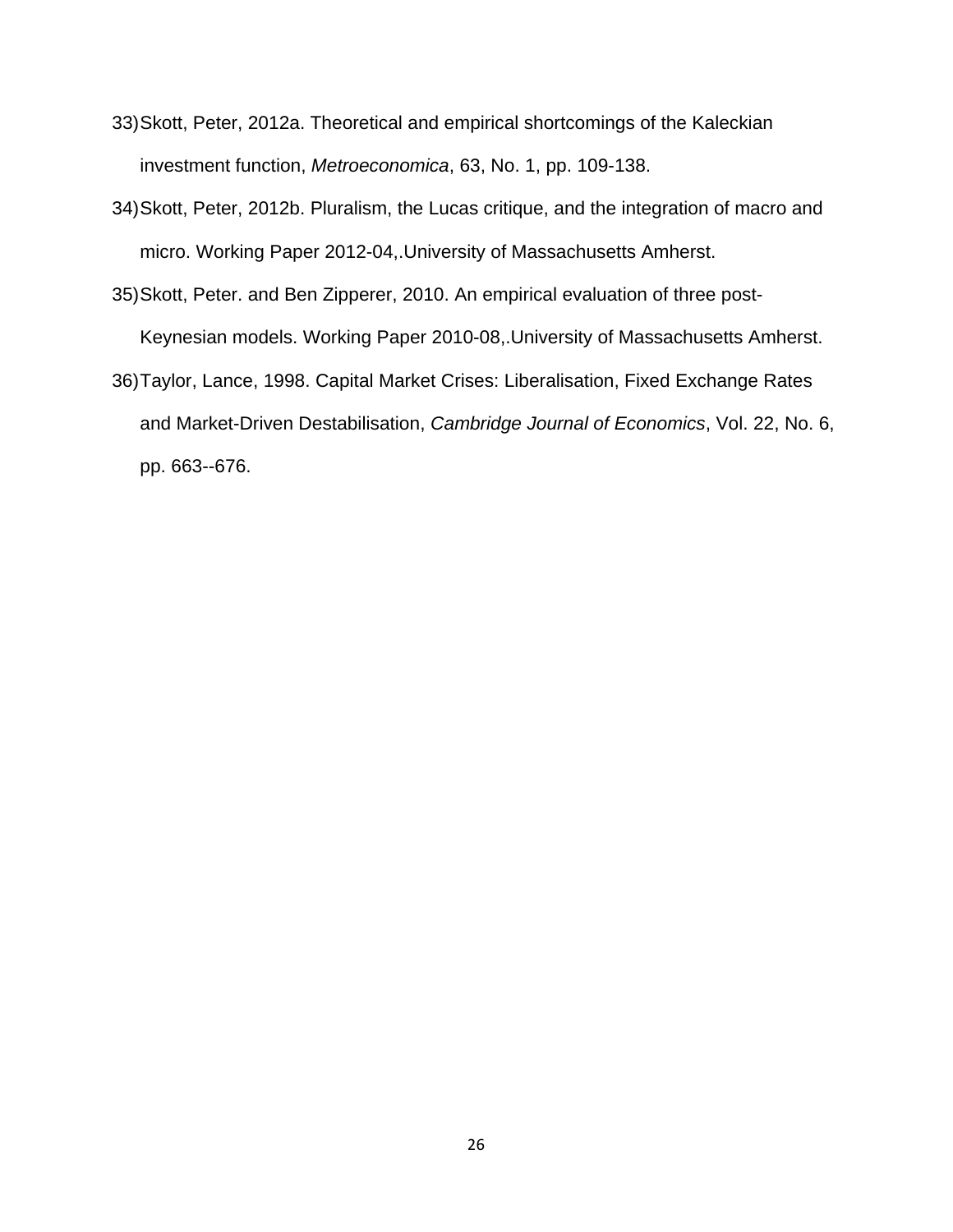33) Skott, Peter, 2012a. Theoretical and empirical shortcomings of the Kaleckian investment function, *Metroeconomica*, 63, No. 1, pp. 109-138.

34) Skott, Peter, 2012b. Pluralism, the Lucas critique, and the integration of macro and micro. Working Paper 2012-04,.University of Massachusetts Amherst.

35) Skott, Peter. and Ben Zipperer, 2010. An empirical evaluation of three post-Keynesian models. Working Paper 2010-08,.University of Massachusetts Amherst.

36) Taylor, Lance, 1998. Capital Market Crises: Liberalisation, Fixed Exchange Rates and Market-Driven Destabilisation, *Cambridge Journal of Economics*, Vol. 22, No. 6, pp. 663--676.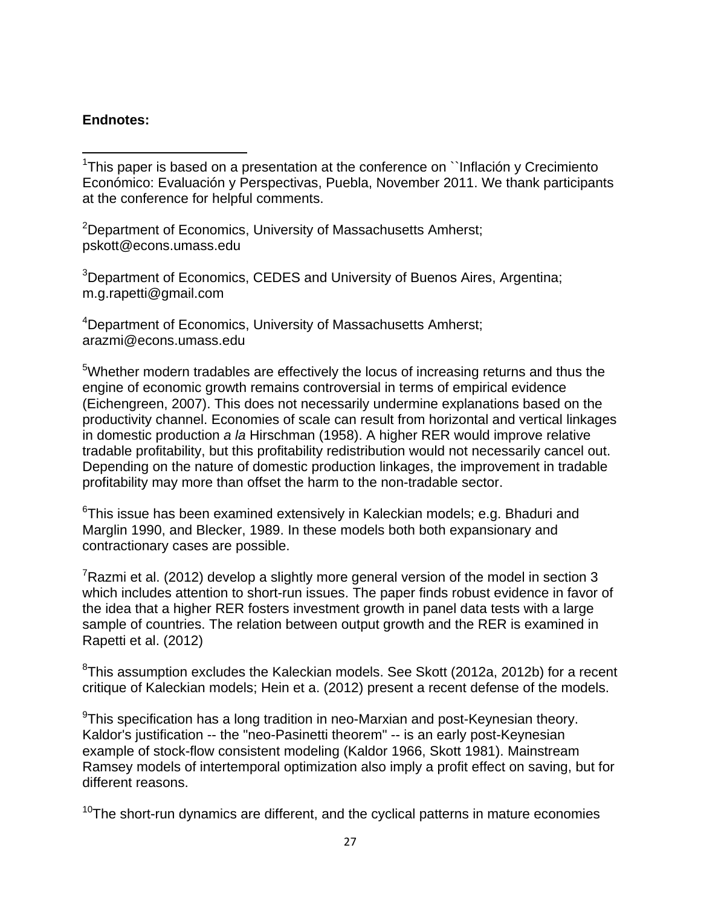**Endnotes:**

[1]This paper is based on a presentation at the conference on ``Inflación y Crecimiento Económico: Evaluación y Perspectivas, Puebla, November 2011. We thank participants at the conference for helpful comments.

[2]Department of Economics, University of Massachusetts Amherst; pskott@econs.umass.edu

[3]Department of Economics, CEDES and University of Buenos Aires, Argentina; m.g.rapetti@gmail.com

[4]Department of Economics, University of Massachusetts Amherst; arazmi@econs.umass.edu

[5]Whether modern tradables are effectively the locus of increasing returns and thus the engine of economic growth remains controversial in terms of empirical evidence (Eichengreen, 2007). This does not necessarily undermine explanations based on the productivity channel. Economies of scale can result from horizontal and vertical linkages in domestic production *a la* Hirschman (1958). A higher RER would improve relative tradable profitability, but this profitability redistribution would not necessarily cancel out. Depending on the nature of domestic production linkages, the improvement in tradable profitability may more than offset the harm to the non-tradable sector.

[6]This issue has been examined extensively in Kaleckian models; e.g. Bhaduri and Marglin 1990, and Blecker, 1989. In these models both both expansionary and contractionary cases are possible.

[7]Razmi et al. (2012) develop a slightly more general version of the model in section 3 which includes attention to short-run issues. The paper finds robust evidence in favor of the idea that a higher RER fosters investment growth in panel data tests with a large sample of countries. The relation between output growth and the RER is examined in Rapetti et al. (2012)

[8]This assumption excludes the Kaleckian models. See Skott (2012a, 2012b) for a recent critique of Kaleckian models; Hein et a. (2012) present a recent defense of the models.

[9]This specification has a long tradition in neo-Marxian and post-Keynesian theory. Kaldor's justification -- the "neo-Pasinetti theorem" -- is an early post-Keynesian example of stock-flow consistent modeling (Kaldor 1966, Skott 1981). Mainstream Ramsey models of intertemporal optimization also imply a profit effect on saving, but for different reasons.

[10]The short-run dynamics are different, and the cyclical patterns in mature economies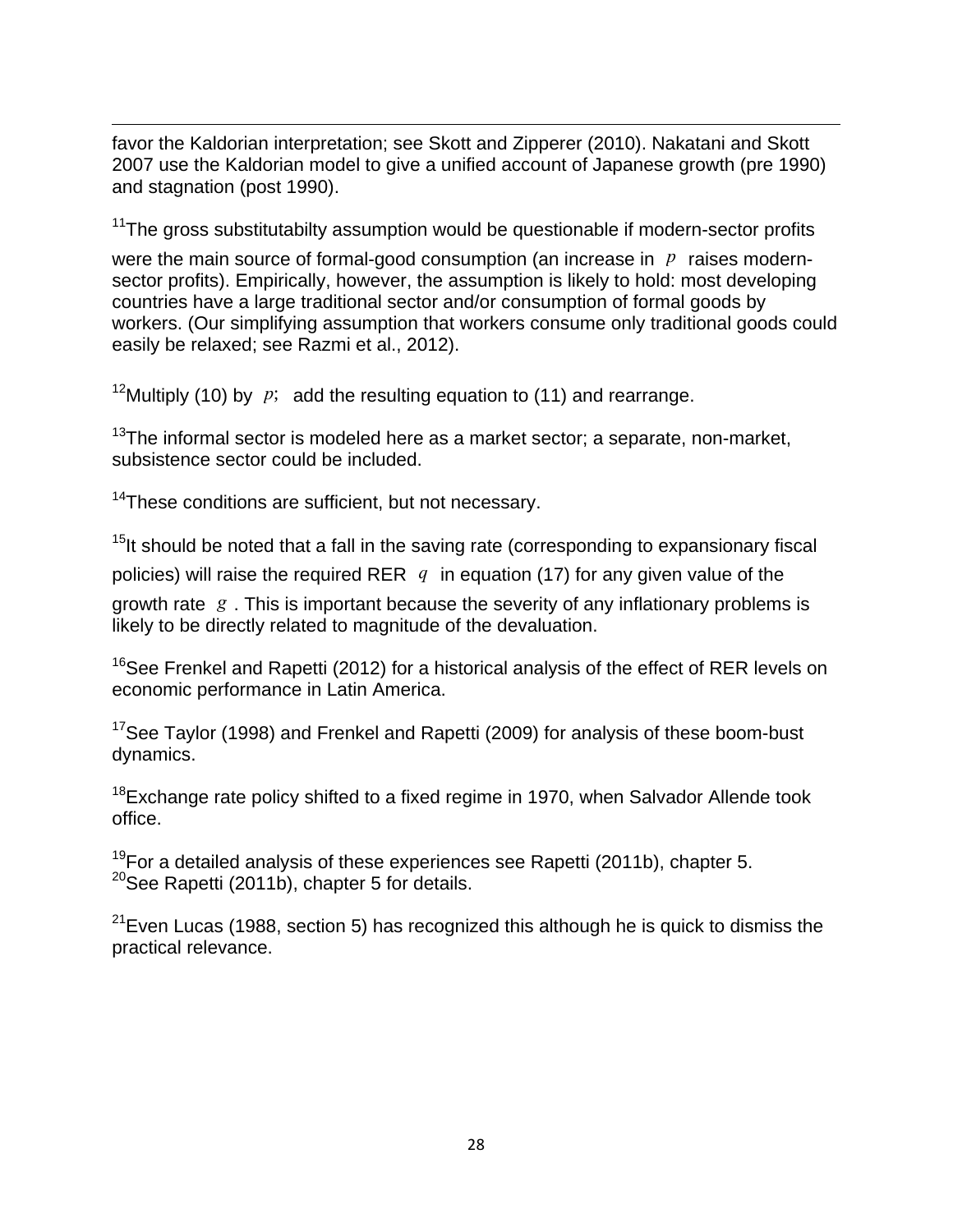favor the Kaldorian interpretation; see Skott and Zipperer (2010). Nakatani and Skott 2007 use the Kaldorian model to give a unified account of Japanese growth (pre 1990) and stagnation (post 1990).

[11]The gross substitutabilty assumption would be questionable if modern-sector profits were the main source of formal-good consumption (an increase in $p$ raises modern-sector profits). Empirically, however, the assumption is likely to hold: most developing countries have a large traditional sector and/or consumption of formal goods by workers. (Our simplifying assumption that workers consume only traditional goods could easily be relaxed; see Razmi et al., 2012).

[12]Multiply (10) by $p$; add the resulting equation to (11) and rearrange.

[13]The informal sector is modeled here as a market sector; a separate, non-market, subsistence sector could be included.

[14]These conditions are sufficient, but not necessary.

[15]It should be noted that a fall in the saving rate (corresponding to expansionary fiscal policies) will raise the required RER $q$ in equation (17) for any given value of the growth rate $g$. This is important because the severity of any inflationary problems is likely to be directly related to magnitude of the devaluation.

[16]See Frenkel and Rapetti (2012) for a historical analysis of the effect of RER levels on economic performance in Latin America.

[17]See Taylor (1998) and Frenkel and Rapetti (2009) for analysis of these boom-bust dynamics.

[18]Exchange rate policy shifted to a fixed regime in 1970, when Salvador Allende took office.

[19]For a detailed analysis of these experiences see Rapetti (2011b), chapter 5.
[20]See Rapetti (2011b), chapter 5 for details.

[21]Even Lucas (1988, section 5) has recognized this although he is quick to dismiss the practical relevance.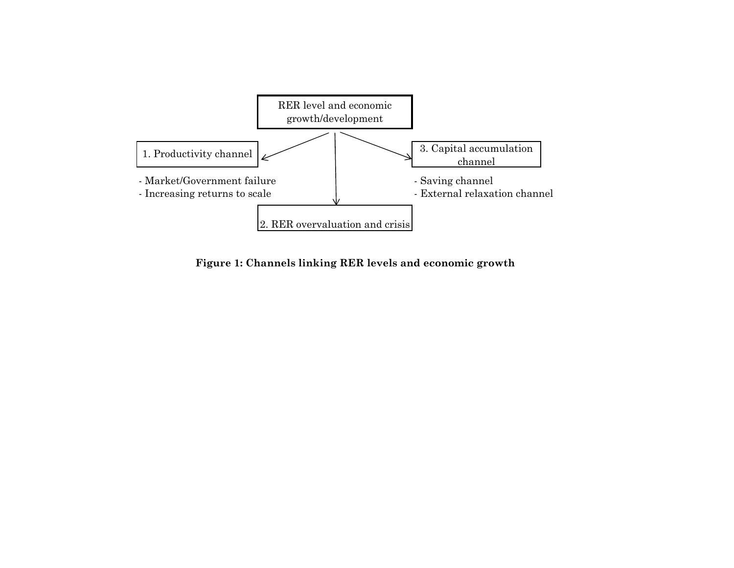RER level and economic growth/development

1. Productivity channel

- Market/Government failure
- Increasing returns to scale

2. RER overvaluation and crisis

3. Capital accumulation channel

- Saving channel
- External relaxation channel

**Figure 1: Channels linking RER levels and economic growth**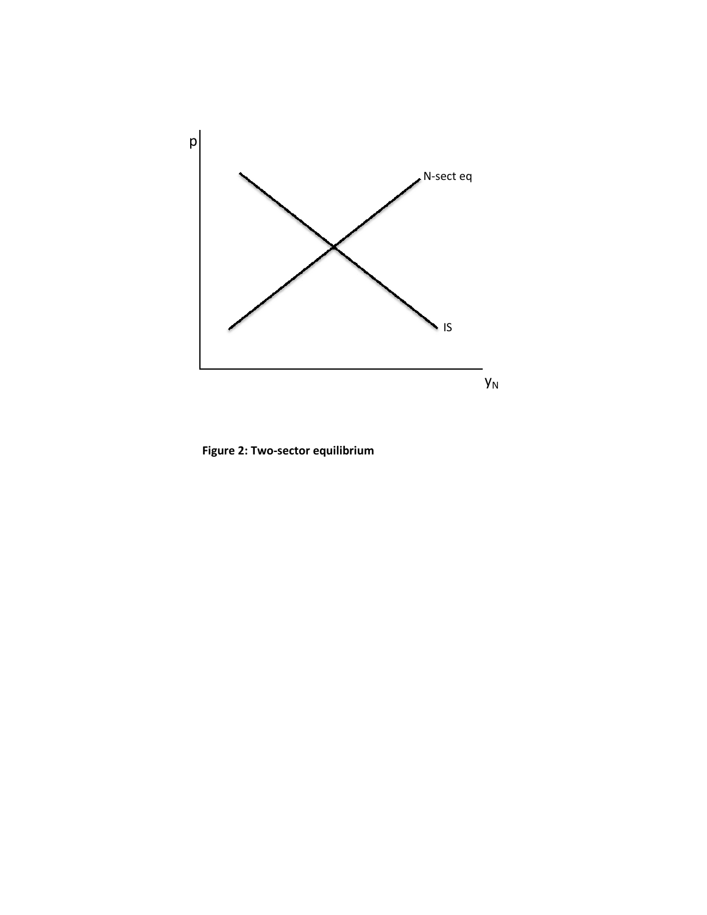**Figure 2: Two-sector equilibrium**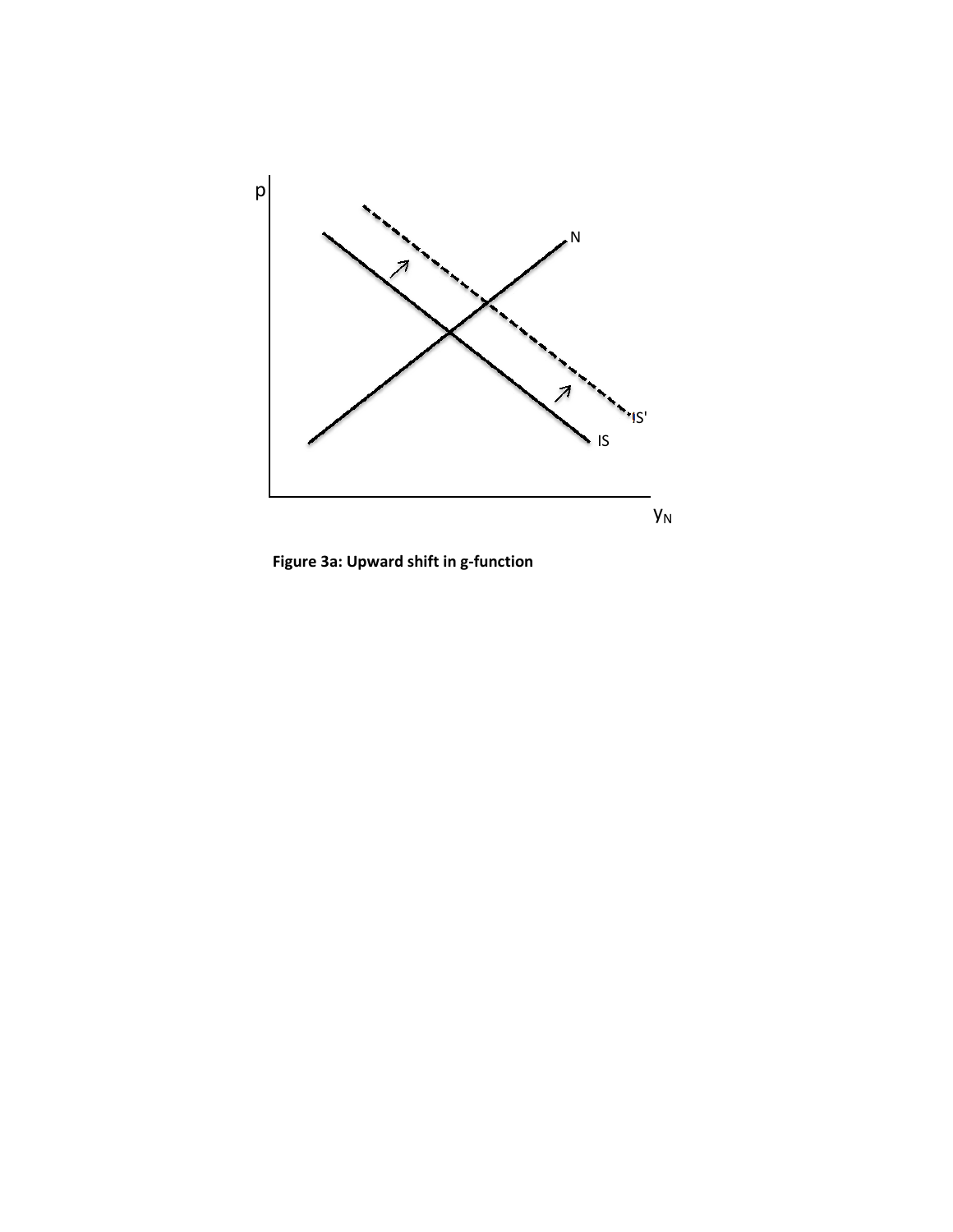**Figure 3a: Upward shift in g-function**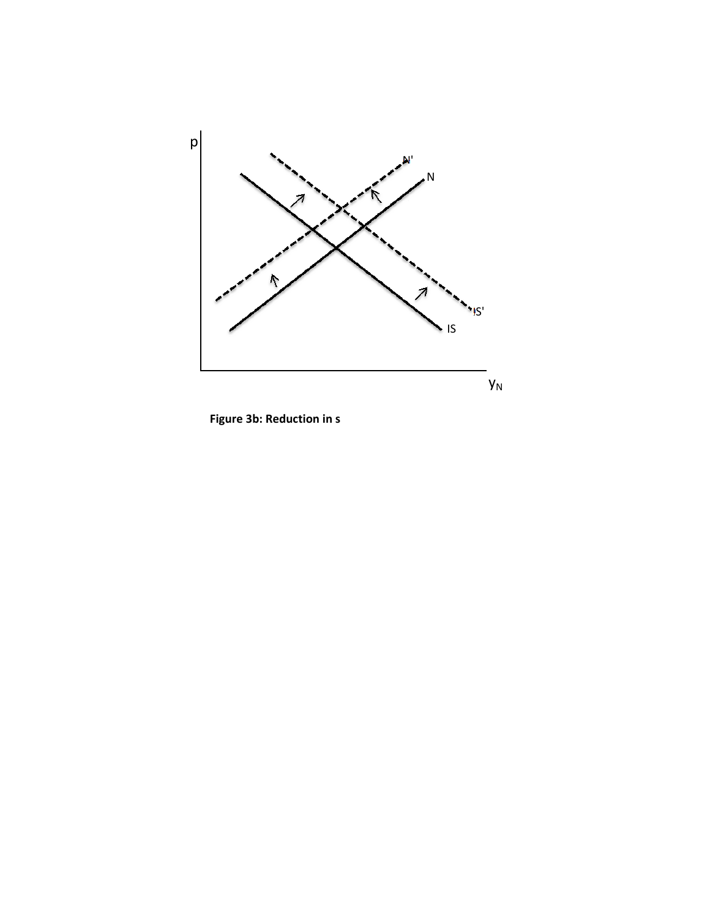**Figure 3b: Reduction in s**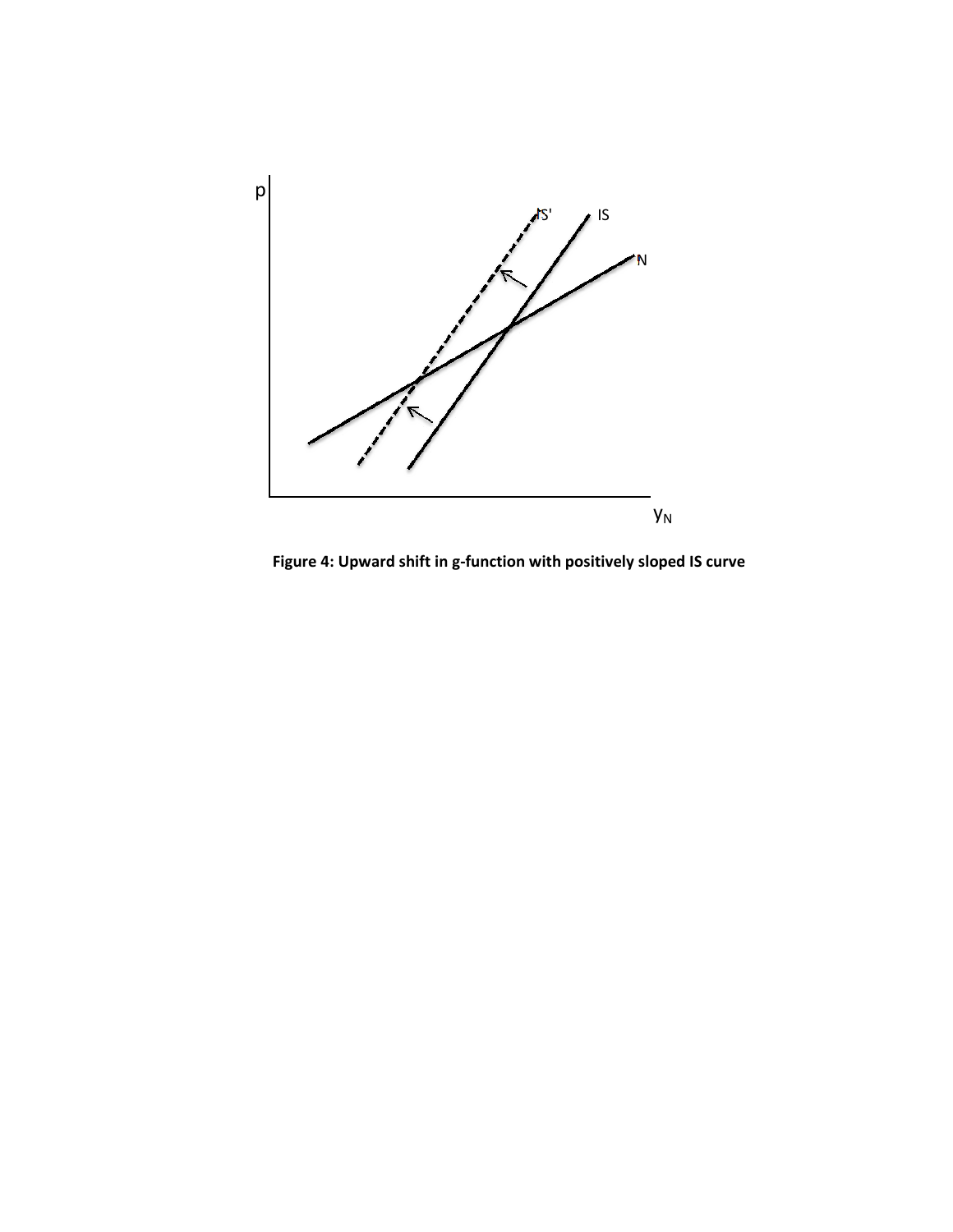p

IS'

IS

N

$y_N$

**Figure 4: Upward shift in g-function with positively sloped IS curve**